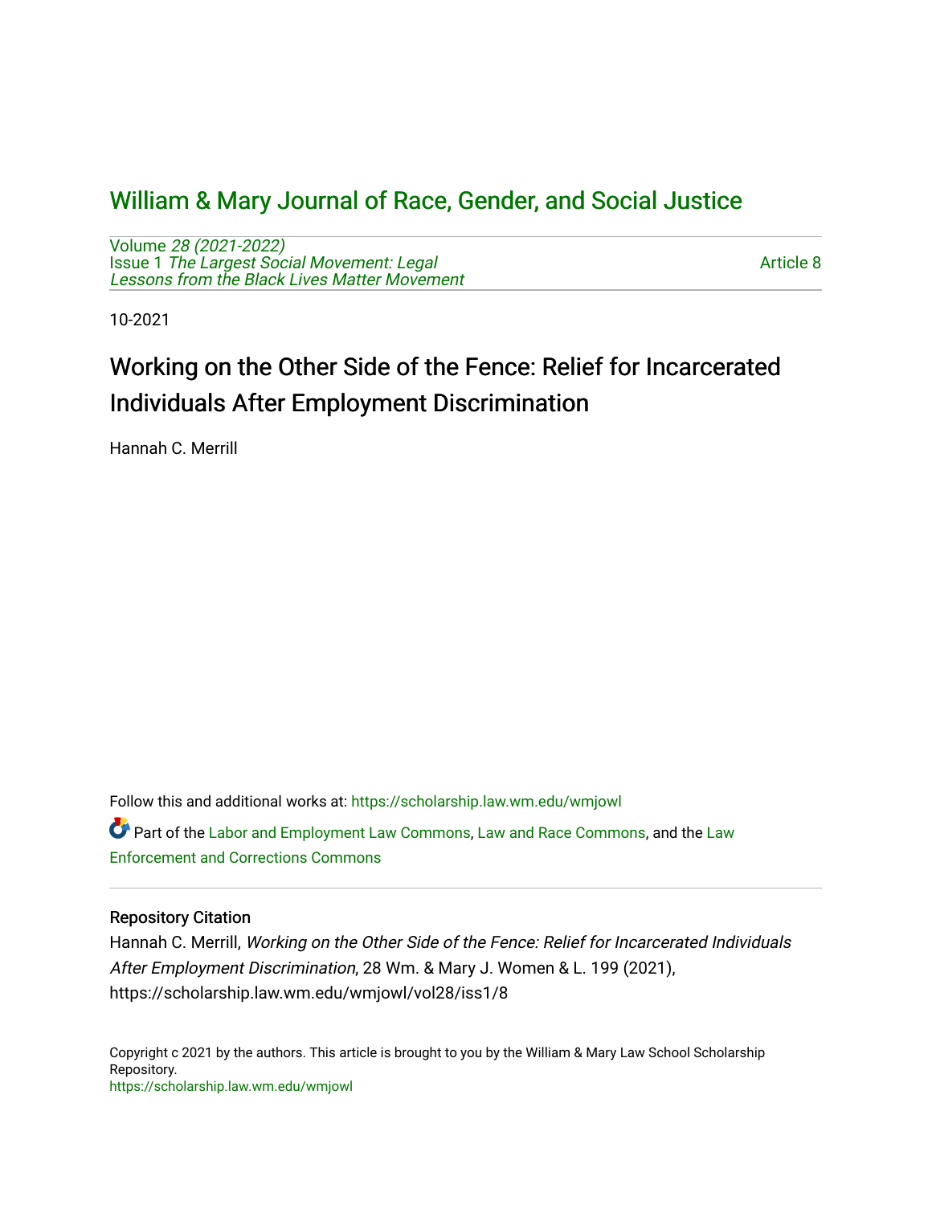# William & Mary Journal of Race, Gender, and Social Justice

Volume *28 (2021-2022)*
Issue 1 *The Largest Social Movement: Legal Lessons from the Black Lives Matter Movement*

Article 8

10-2021

## Working on the Other Side of the Fence: Relief for Incarcerated Individuals After Employment Discrimination

Hannah C. Merrill

Follow this and additional works at: https://scholarship.law.wm.edu/wmjowl

Part of the Labor and Employment Law Commons, Law and Race Commons, and the Law Enforcement and Corrections Commons

### Repository Citation

Hannah C. Merrill, *Working on the Other Side of the Fence: Relief for Incarcerated Individuals After Employment Discrimination*, 28 Wm. & Mary J. Women & L. 199 (2021), https://scholarship.law.wm.edu/wmjowl/vol28/iss1/8

Copyright c 2021 by the authors. This article is brought to you by the William & Mary Law School Scholarship Repository.
https://scholarship.law.wm.edu/wmjowl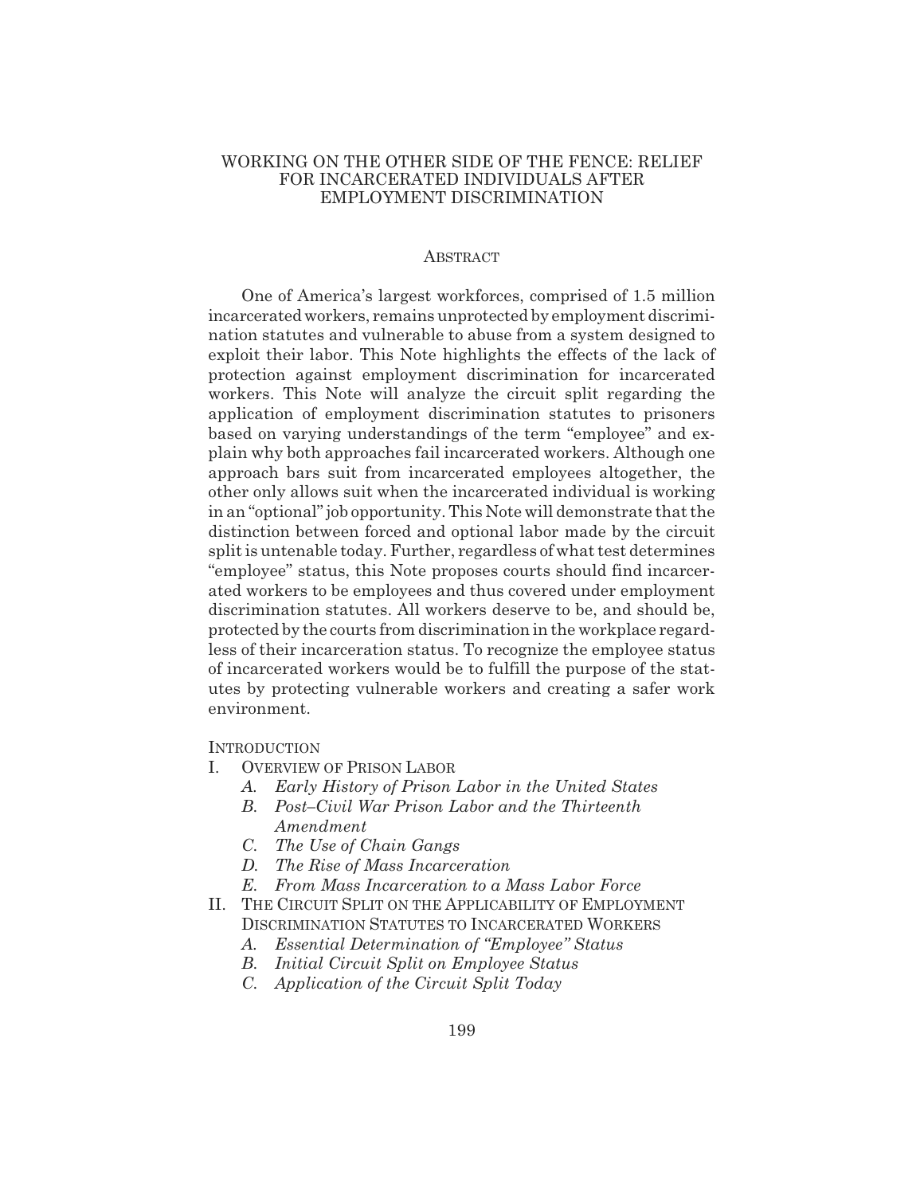# WORKING ON THE OTHER SIDE OF THE FENCE: RELIEF FOR INCARCERATED INDIVIDUALS AFTER EMPLOYMENT DISCRIMINATION

## ABSTRACT

One of America's largest workforces, comprised of 1.5 million incarcerated workers, remains unprotected by employment discrimination statutes and vulnerable to abuse from a system designed to exploit their labor. This Note highlights the effects of the lack of protection against employment discrimination for incarcerated workers. This Note will analyze the circuit split regarding the application of employment discrimination statutes to prisoners based on varying understandings of the term "employee" and explain why both approaches fail incarcerated workers. Although one approach bars suit from incarcerated employees altogether, the other only allows suit when the incarcerated individual is working in an "optional" job opportunity. This Note will demonstrate that the distinction between forced and optional labor made by the circuit split is untenable today. Further, regardless of what test determines "employee" status, this Note proposes courts should find incarcerated workers to be employees and thus covered under employment discrimination statutes. All workers deserve to be, and should be, protected by the courts from discrimination in the workplace regardless of their incarceration status. To recognize the employee status of incarcerated workers would be to fulfill the purpose of the statutes by protecting vulnerable workers and creating a safer work environment.

INTRODUCTION

I. OVERVIEW OF PRISON LABOR
   - *A. Early History of Prison Labor in the United States*
   - *B. Post–Civil War Prison Labor and the Thirteenth Amendment*
   - *C. The Use of Chain Gangs*
   - *D. The Rise of Mass Incarceration*
   - *E. From Mass Incarceration to a Mass Labor Force*

II. THE CIRCUIT SPLIT ON THE APPLICABILITY OF EMPLOYMENT DISCRIMINATION STATUTES TO INCARCERATED WORKERS
   - *A. Essential Determination of "Employee" Status*
   - *B. Initial Circuit Split on Employee Status*
   - *C. Application of the Circuit Split Today*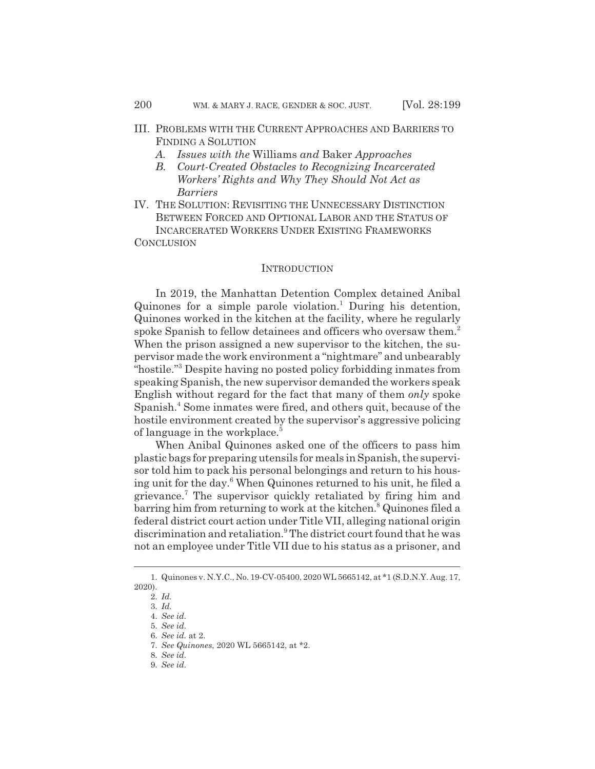III. PROBLEMS WITH THE CURRENT APPROACHES AND BARRIERS TO FINDING A SOLUTION
   *A. Issues with the* Williams *and* Baker *Approaches*
   *B. Court-Created Obstacles to Recognizing Incarcerated Workers' Rights and Why They Should Not Act as Barriers*

IV. THE SOLUTION: REVISITING THE UNNECESSARY DISTINCTION BETWEEN FORCED AND OPTIONAL LABOR AND THE STATUS OF INCARCERATED WORKERS UNDER EXISTING FRAMEWORKS

CONCLUSION

## INTRODUCTION

In 2019, the Manhattan Detention Complex detained Anibal Quinones for a simple parole violation.[1] During his detention, Quinones worked in the kitchen at the facility, where he regularly spoke Spanish to fellow detainees and officers who oversaw them.[2] When the prison assigned a new supervisor to the kitchen, the supervisor made the work environment a "nightmare" and unbearably "hostile."[3] Despite having no posted policy forbidding inmates from speaking Spanish, the new supervisor demanded the workers speak English without regard for the fact that many of them *only* spoke Spanish.[4] Some inmates were fired, and others quit, because of the hostile environment created by the supervisor's aggressive policing of language in the workplace.[5]

When Anibal Quinones asked one of the officers to pass him plastic bags for preparing utensils for meals in Spanish, the supervisor told him to pack his personal belongings and return to his housing unit for the day.[6] When Quinones returned to his unit, he filed a grievance.[7] The supervisor quickly retaliated by firing him and barring him from returning to work at the kitchen.[8] Quinones filed a federal district court action under Title VII, alleging national origin discrimination and retaliation.[9] The district court found that he was not an employee under Title VII due to his status as a prisoner, and

1. Quinones v. N.Y.C., No. 19-CV-05400, 2020 WL 5665142, at *1 (S.D.N.Y. Aug. 17, 2020).
2. *Id.*
3. *Id.*
4. *See id.*
5. *See id.*
6. *See id.* at 2.
7. *See Quinones*, 2020 WL 5665142, at *2.
8. *See id.*
9. *See id.*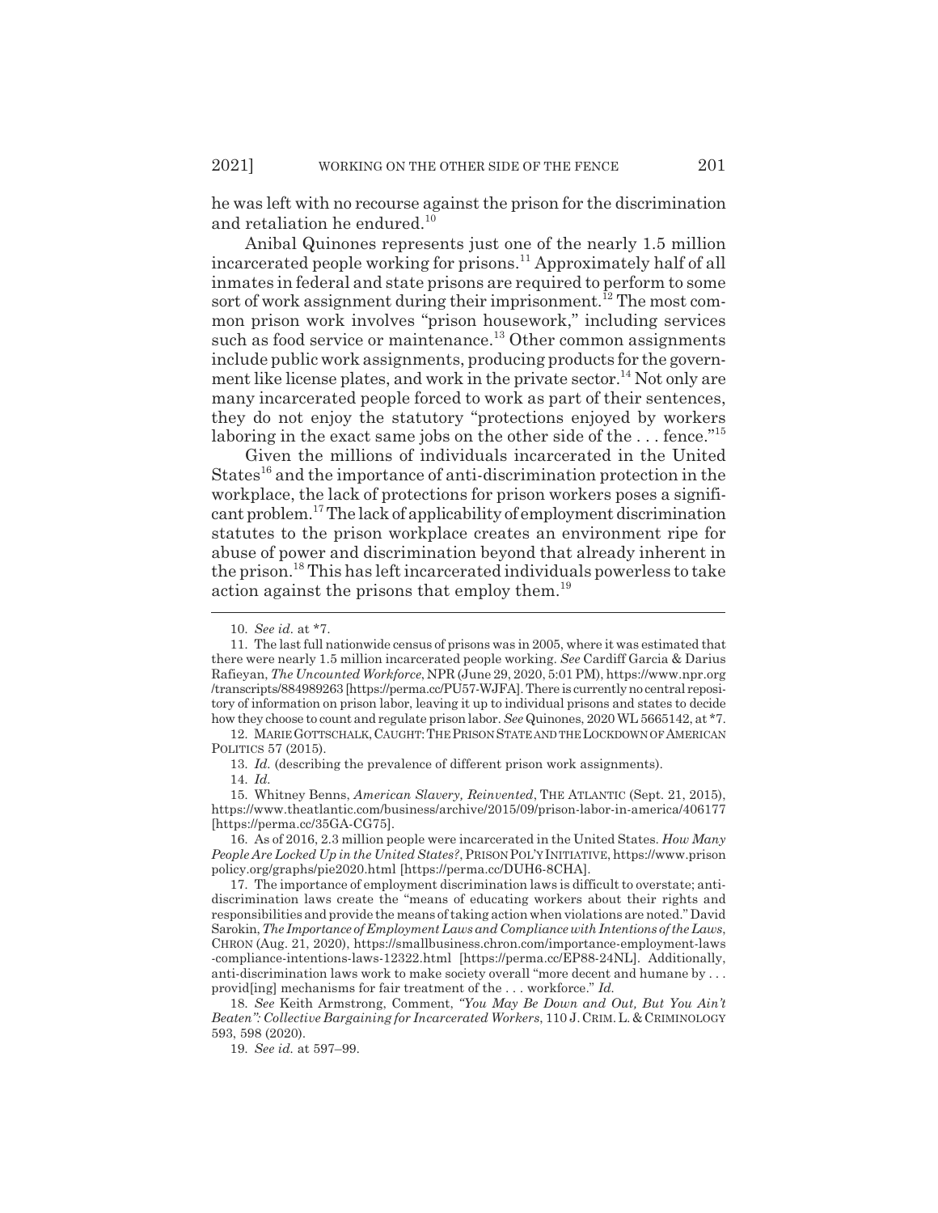he was left with no recourse against the prison for the discrimination and retaliation he endured.[10]

Anibal Quinones represents just one of the nearly 1.5 million incarcerated people working for prisons.[11] Approximately half of all inmates in federal and state prisons are required to perform to some sort of work assignment during their imprisonment.[12] The most common prison work involves "prison housework," including services such as food service or maintenance.[13] Other common assignments include public work assignments, producing products for the government like license plates, and work in the private sector.[14] Not only are many incarcerated people forced to work as part of their sentences, they do not enjoy the statutory "protections enjoyed by workers laboring in the exact same jobs on the other side of the . . . fence."[15]

Given the millions of individuals incarcerated in the United States[16] and the importance of anti-discrimination protection in the workplace, the lack of protections for prison workers poses a significant problem.[17] The lack of applicability of employment discrimination statutes to the prison workplace creates an environment ripe for abuse of power and discrimination beyond that already inherent in the prison.[18] This has left incarcerated individuals powerless to take action against the prisons that employ them.[19]

---

10. *See id.* at *7.

11. The last full nationwide census of prisons was in 2005, where it was estimated that there were nearly 1.5 million incarcerated people working. *See* Cardiff Garcia & Darius Rafieyan, *The Uncounted Workforce*, NPR (June 29, 2020, 5:01 PM), https://www.npr.org/transcripts/884989263 [https://perma.cc/PU57-WJFA]. There is currently no central repository of information on prison labor, leaving it up to individual prisons and states to decide how they choose to count and regulate prison labor. *See* Quinones, 2020 WL 5665142, at *7.

12. MARIE GOTTSCHALK, CAUGHT: THE PRISON STATE AND THE LOCKDOWN OF AMERICAN POLITICS 57 (2015).

13. *Id.* (describing the prevalence of different prison work assignments).

14. *Id.*

15. Whitney Benns, *American Slavery, Reinvented*, THE ATLANTIC (Sept. 21, 2015), https://www.theatlantic.com/business/archive/2015/09/prison-labor-in-america/406177 [https://perma.cc/35GA-CG75].

16. As of 2016, 2.3 million people were incarcerated in the United States. *How Many People Are Locked Up in the United States?*, PRISON POL'Y INITIATIVE, https://www.prisonpolicy.org/graphs/pie2020.html [https://perma.cc/DUH6-8CHA].

17. The importance of employment discrimination laws is difficult to overstate; anti-discrimination laws create the "means of educating workers about their rights and responsibilities and provide the means of taking action when violations are noted." David Sarokin, *The Importance of Employment Laws and Compliance with Intentions of the Laws*, CHRON (Aug. 21, 2020), https://smallbusiness.chron.com/importance-employment-laws-compliance-intentions-laws-12322.html [https://perma.cc/EP88-24NL]. Additionally, anti-discrimination laws work to make society overall "more decent and humane by . . . provid[ing] mechanisms for fair treatment of the . . . workforce." *Id.*

18. *See* Keith Armstrong, Comment, *"You May Be Down and Out, But You Ain't Beaten": Collective Bargaining for Incarcerated Workers*, 110 J. CRIM. L. & CRIMINOLOGY 593, 598 (2020).

19. *See id.* at 597–99.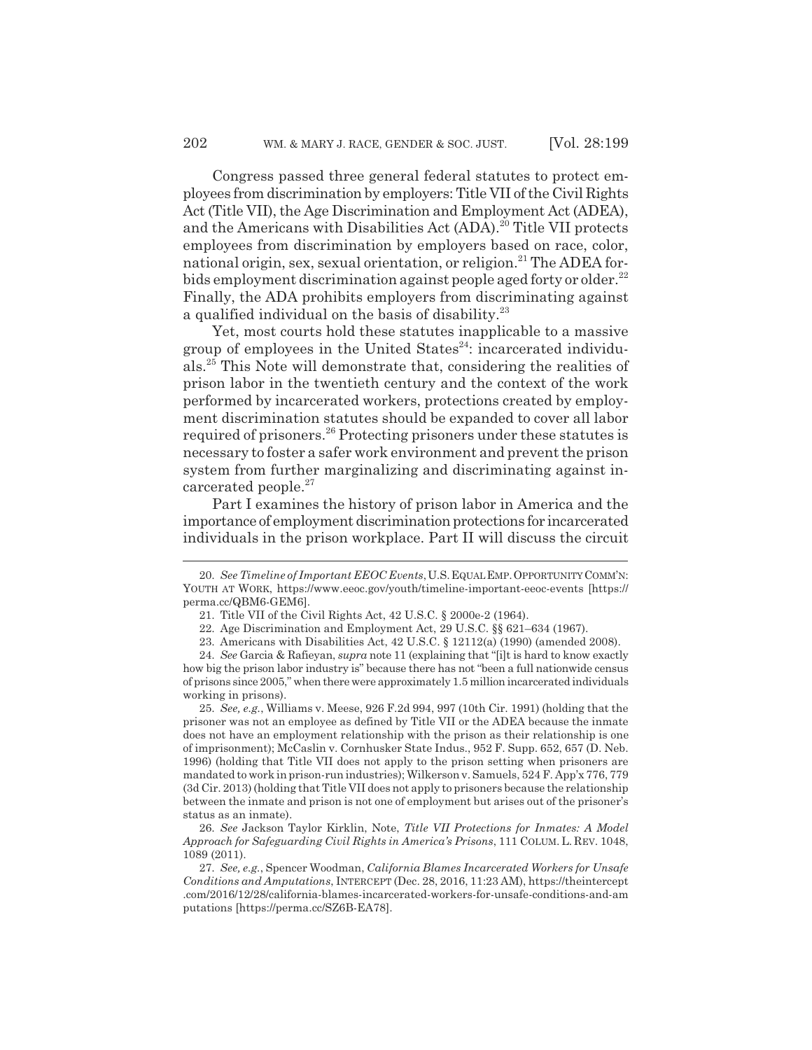Congress passed three general federal statutes to protect employees from discrimination by employers: Title VII of the Civil Rights Act (Title VII), the Age Discrimination and Employment Act (ADEA), and the Americans with Disabilities Act (ADA).[20] Title VII protects employees from discrimination by employers based on race, color, national origin, sex, sexual orientation, or religion.[21] The ADEA forbids employment discrimination against people aged forty or older.[22] Finally, the ADA prohibits employers from discriminating against a qualified individual on the basis of disability.[23]

Yet, most courts hold these statutes inapplicable to a massive group of employees in the United States[24]: incarcerated individuals.[25] This Note will demonstrate that, considering the realities of prison labor in the twentieth century and the context of the work performed by incarcerated workers, protections created by employment discrimination statutes should be expanded to cover all labor required of prisoners.[26] Protecting prisoners under these statutes is necessary to foster a safer work environment and prevent the prison system from further marginalizing and discriminating against incarcerated people.[27]

Part I examines the history of prison labor in America and the importance of employment discrimination protections for incarcerated individuals in the prison workplace. Part II will discuss the circuit

---

20. *See Timeline of Important EEOC Events*, U.S. EQUAL EMP. OPPORTUNITY COMM'N: YOUTH AT WORK, https://www.eeoc.gov/youth/timeline-important-eeoc-events [https://perma.cc/QBM6-GEM6].

21. Title VII of the Civil Rights Act, 42 U.S.C. § 2000e-2 (1964).

22. Age Discrimination and Employment Act, 29 U.S.C. §§ 621–634 (1967).

23. Americans with Disabilities Act, 42 U.S.C. § 12112(a) (1990) (amended 2008).

24. *See* Garcia & Rafieyan, *supra* note 11 (explaining that "[i]t is hard to know exactly how big the prison labor industry is" because there has not "been a full nationwide census of prisons since 2005," when there were approximately 1.5 million incarcerated individuals working in prisons).

25. *See, e.g.*, Williams v. Meese, 926 F.2d 994, 997 (10th Cir. 1991) (holding that the prisoner was not an employee as defined by Title VII or the ADEA because the inmate does not have an employment relationship with the prison as their relationship is one of imprisonment); McCaslin v. Cornhusker State Indus., 952 F. Supp. 652, 657 (D. Neb. 1996) (holding that Title VII does not apply to the prison setting when prisoners are mandated to work in prison-run industries); Wilkerson v. Samuels, 524 F. App'x 776, 779 (3d Cir. 2013) (holding that Title VII does not apply to prisoners because the relationship between the inmate and prison is not one of employment but arises out of the prisoner's status as an inmate).

26. *See* Jackson Taylor Kirklin, Note, *Title VII Protections for Inmates: A Model Approach for Safeguarding Civil Rights in America's Prisons*, 111 COLUM. L. REV. 1048, 1089 (2011).

27. *See, e.g.*, Spencer Woodman, *California Blames Incarcerated Workers for Unsafe Conditions and Amputations*, INTERCEPT (Dec. 28, 2016, 11:23 AM), https://theintercept.com/2016/12/28/california-blames-incarcerated-workers-for-unsafe-conditions-and-amputations [https://perma.cc/SZ6B-EA78].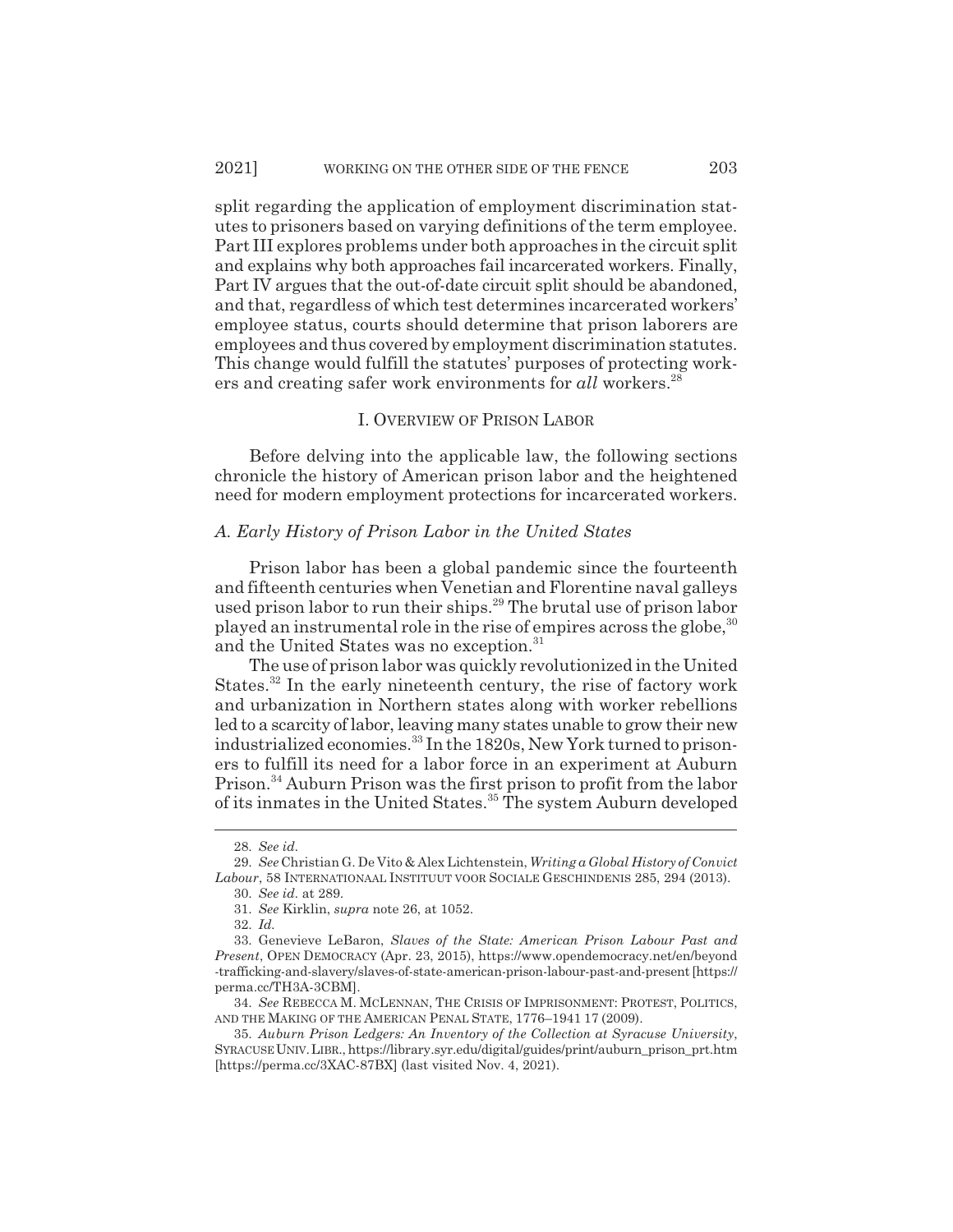split regarding the application of employment discrimination statutes to prisoners based on varying definitions of the term employee. Part III explores problems under both approaches in the circuit split and explains why both approaches fail incarcerated workers. Finally, Part IV argues that the out-of-date circuit split should be abandoned, and that, regardless of which test determines incarcerated workers' employee status, courts should determine that prison laborers are employees and thus covered by employment discrimination statutes. This change would fulfill the statutes' purposes of protecting workers and creating safer work environments for *all* workers.[28]

## I. Overview of Prison Labor

Before delving into the applicable law, the following sections chronicle the history of American prison labor and the heightened need for modern employment protections for incarcerated workers.

### *A. Early History of Prison Labor in the United States*

Prison labor has been a global pandemic since the fourteenth and fifteenth centuries when Venetian and Florentine naval galleys used prison labor to run their ships.[29] The brutal use of prison labor played an instrumental role in the rise of empires across the globe,[30] and the United States was no exception.[31]

The use of prison labor was quickly revolutionized in the United States.[32] In the early nineteenth century, the rise of factory work and urbanization in Northern states along with worker rebellions led to a scarcity of labor, leaving many states unable to grow their new industrialized economies.[33] In the 1820s, New York turned to prisoners to fulfill its need for a labor force in an experiment at Auburn Prison.[34] Auburn Prison was the first prison to profit from the labor of its inmates in the United States.[35] The system Auburn developed

---

28. *See id.*

29. *See* Christian G. De Vito & Alex Lichtenstein, *Writing a Global History of Convict Labour*, 58 Internationaal Instituut voor Sociale Geschindenis 285, 294 (2013).

30. *See id.* at 289.

31. *See* Kirklin, *supra* note 26, at 1052.

32. *Id.*

33. Genevieve LeBaron, *Slaves of the State: American Prison Labour Past and Present*, Open Democracy (Apr. 23, 2015), https://www.opendemocracy.net/en/beyond-trafficking-and-slavery/slaves-of-state-american-prison-labour-past-and-present [https://perma.cc/TH3A-3CBM].

34. *See* Rebecca M. McLennan, The Crisis of Imprisonment: Protest, Politics, and the Making of the American Penal State, 1776–1941 17 (2009).

35. *Auburn Prison Ledgers: An Inventory of the Collection at Syracuse University*, Syracuse Univ. Libr., https://library.syr.edu/digital/guides/print/auburn_prison_prt.htm [https://perma.cc/3XAC-87BX] (last visited Nov. 4, 2021).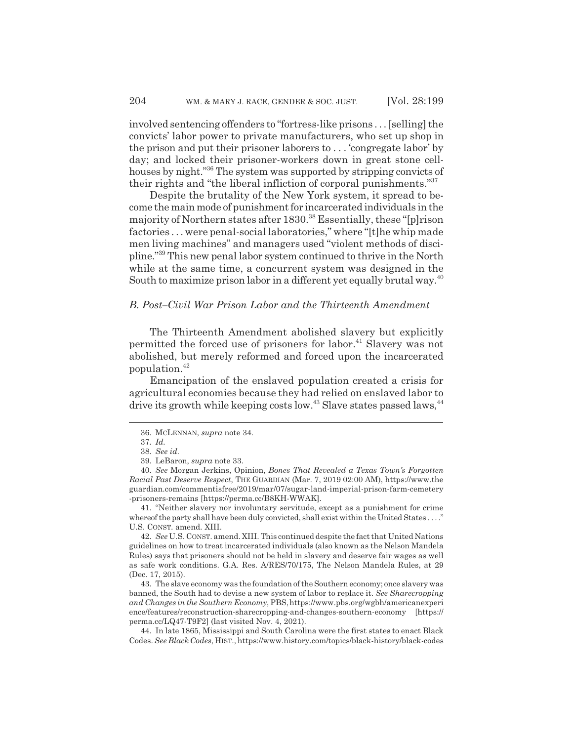involved sentencing offenders to "fortress-like prisons . . . [selling] the convicts' labor power to private manufacturers, who set up shop in the prison and put their prisoner laborers to . . . 'congregate labor' by day; and locked their prisoner-workers down in great stone cell-houses by night."[36] The system was supported by stripping convicts of their rights and "the liberal infliction of corporal punishments."[37]

Despite the brutality of the New York system, it spread to become the main mode of punishment for incarcerated individuals in the majority of Northern states after 1830.[38] Essentially, these "[p]rison factories . . . were penal-social laboratories," where "[t]he whip made men living machines" and managers used "violent methods of discipline."[39] This new penal labor system continued to thrive in the North while at the same time, a concurrent system was designed in the South to maximize prison labor in a different yet equally brutal way.[40]

### *B. Post–Civil War Prison Labor and the Thirteenth Amendment*

The Thirteenth Amendment abolished slavery but explicitly permitted the forced use of prisoners for labor.[41] Slavery was not abolished, but merely reformed and forced upon the incarcerated population.[42]

Emancipation of the enslaved population created a crisis for agricultural economies because they had relied on enslaved labor to drive its growth while keeping costs low.[43] Slave states passed laws,[44]

---

36. MCLENNAN, *supra* note 34.

37. *Id.*

38. *See id.*

39. LeBaron, *supra* note 33.

40. *See* Morgan Jerkins, Opinion, *Bones That Revealed a Texas Town's Forgotten Racial Past Deserve Respect*, THE GUARDIAN (Mar. 7, 2019 02:00 AM), https://www.theguardian.com/commentisfree/2019/mar/07/sugar-land-imperial-prison-farm-cemetery-prisoners-remains [https://perma.cc/B8KH-WWAK].

41. "Neither slavery nor involuntary servitude, except as a punishment for crime whereof the party shall have been duly convicted, shall exist within the United States . . . ." U.S. CONST. amend. XIII.

42. *See* U.S. CONST. amend. XIII. This continued despite the fact that United Nations guidelines on how to treat incarcerated individuals (also known as the Nelson Mandela Rules) says that prisoners should not be held in slavery and deserve fair wages as well as safe work conditions. G.A. Res. A/RES/70/175, The Nelson Mandela Rules, at 29 (Dec. 17, 2015).

43. The slave economy was the foundation of the Southern economy; once slavery was banned, the South had to devise a new system of labor to replace it. *See Sharecropping and Changes in the Southern Economy*, PBS, https://www.pbs.org/wgbh/americanexperience/features/reconstruction-sharecropping-and-changes-southern-economy [https://perma.cc/LQ47-T9F2] (last visited Nov. 4, 2021).

44. In late 1865, Mississippi and South Carolina were the first states to enact Black Codes. *See Black Codes*, HIST., https://www.history.com/topics/black-history/black-codes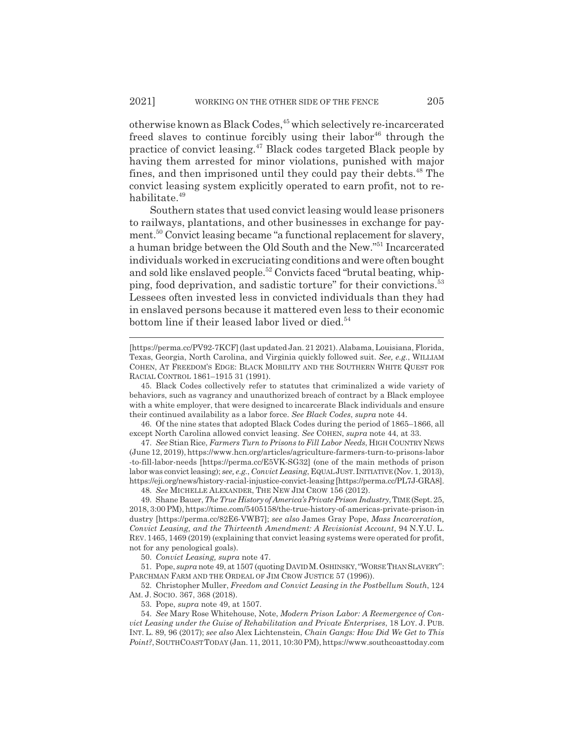otherwise known as Black Codes,[45] which selectively re-incarcerated freed slaves to continue forcibly using their labor[46] through the practice of convict leasing.[47] Black codes targeted Black people by having them arrested for minor violations, punished with major fines, and then imprisoned until they could pay their debts.[48] The convict leasing system explicitly operated to earn profit, not to rehabilitate.[49]

Southern states that used convict leasing would lease prisoners to railways, plantations, and other businesses in exchange for payment.[50] Convict leasing became "a functional replacement for slavery, a human bridge between the Old South and the New."[51] Incarcerated individuals worked in excruciating conditions and were often bought and sold like enslaved people.[52] Convicts faced "brutal beating, whipping, food deprivation, and sadistic torture" for their convictions.[53] Lessees often invested less in convicted individuals than they had in enslaved persons because it mattered even less to their economic bottom line if their leased labor lived or died.[54]

---

[https://perma.cc/PV92-7KCF] (last updated Jan. 21 2021). Alabama, Louisiana, Florida, Texas, Georgia, North Carolina, and Virginia quickly followed suit. *See, e.g.*, WILLIAM COHEN, AT FREEDOM'S EDGE: BLACK MOBILITY AND THE SOUTHERN WHITE QUEST FOR RACIAL CONTROL 1861–1915 31 (1991).

45. Black Codes collectively refer to statutes that criminalized a wide variety of behaviors, such as vagrancy and unauthorized breach of contract by a Black employee with a white employer, that were designed to incarcerate Black individuals and ensure their continued availability as a labor force. *See Black Codes*, *supra* note 44.

46. Of the nine states that adopted Black Codes during the period of 1865–1866, all except North Carolina allowed convict leasing. *See* COHEN, *supra* note 44, at 33.

47. *See* Stian Rice, *Farmers Turn to Prisons to Fill Labor Needs*, HIGH COUNTRY NEWS (June 12, 2019), https://www.hcn.org/articles/agriculture-farmers-turn-to-prisons-labor-to-fill-labor-needs [https://perma.cc/E5VK-SG32] (one of the main methods of prison labor was convict leasing); *see, e.g.*, *Convict Leasing*, EQUAL JUST. INITIATIVE (Nov. 1, 2013), https://eji.org/news/history-racial-injustice-convict-leasing [https://perma.cc/PL7J-GRA8].

48. *See* MICHELLE ALEXANDER, THE NEW JIM CROW 156 (2012).

49. Shane Bauer, *The True History of America's Private Prison Industry*, TIME (Sept. 25, 2018, 3:00 PM), https://time.com/5405158/the-true-history-of-americas-private-prison-industry [https://perma.cc/82E6-VWB7]; *see also* James Gray Pope, *Mass Incarceration, Convict Leasing, and the Thirteenth Amendment: A Revisionist Account*, 94 N.Y.U. L. REV. 1465, 1469 (2019) (explaining that convict leasing systems were operated for profit, not for any penological goals).

50. *Convict Leasing, supra* note 47.

51. Pope, *supra* note 49, at 1507 (quoting DAVID M. OSHINSKY, "WORSE THAN SLAVERY": PARCHMAN FARM AND THE ORDEAL OF JIM CROW JUSTICE 57 (1996)).

52. Christopher Muller, *Freedom and Convict Leasing in the Postbellum South*, 124 AM. J. SOCIO. 367, 368 (2018).

53. Pope, *supra* note 49, at 1507.

54. *See* Mary Rose Whitehouse, Note, *Modern Prison Labor: A Reemergence of Convict Leasing under the Guise of Rehabilitation and Private Enterprises*, 18 LOY. J. PUB. INT. L. 89, 96 (2017); *see also* Alex Lichtenstein, *Chain Gangs: How Did We Get to This Point?*, SOUTHCOAST TODAY (Jan. 11, 2011, 10:30 PM), https://www.southcoasttoday.com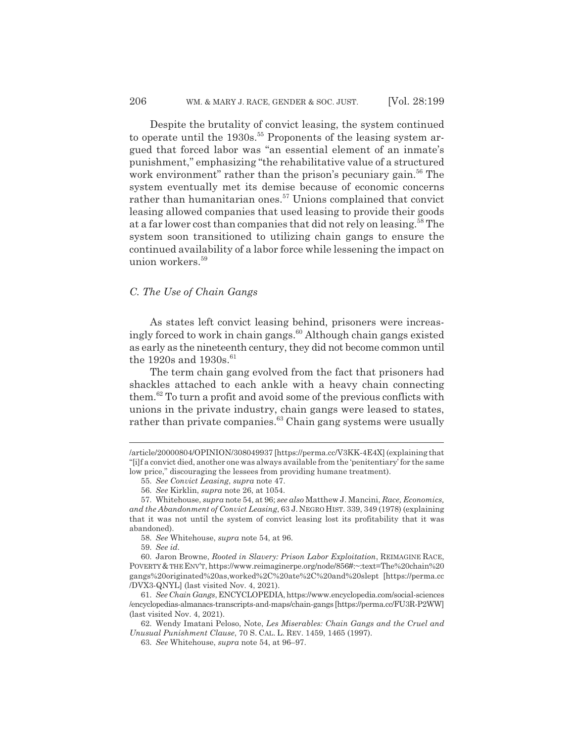Despite the brutality of convict leasing, the system continued to operate until the 1930s.[55] Proponents of the leasing system argued that forced labor was "an essential element of an inmate's punishment," emphasizing "the rehabilitative value of a structured work environment" rather than the prison's pecuniary gain.[56] The system eventually met its demise because of economic concerns rather than humanitarian ones.[57] Unions complained that convict leasing allowed companies that used leasing to provide their goods at a far lower cost than companies that did not rely on leasing.[58] The system soon transitioned to utilizing chain gangs to ensure the continued availability of a labor force while lessening the impact on union workers.[59]

### *C. The Use of Chain Gangs*

As states left convict leasing behind, prisoners were increasingly forced to work in chain gangs.[60] Although chain gangs existed as early as the nineteenth century, they did not become common until the 1920s and 1930s.[61]

The term chain gang evolved from the fact that prisoners had shackles attached to each ankle with a heavy chain connecting them.[62] To turn a profit and avoid some of the previous conflicts with unions in the private industry, chain gangs were leased to states, rather than private companies.[63] Chain gang systems were usually

---

/article/20000804/OPINION/308049937 [https://perma.cc/V3KK-4E4X] (explaining that "[i]f a convict died, another one was always available from the 'penitentiary' for the same low price," discouraging the lessees from providing humane treatment).

55. *See Convict Leasing*, *supra* note 47.

56. *See* Kirklin, *supra* note 26, at 1054.

57. Whitehouse, *supra* note 54, at 96; *see also* Matthew J. Mancini, *Race, Economics, and the Abandonment of Convict Leasing*, 63 J. NEGRO HIST. 339, 349 (1978) (explaining that it was not until the system of convict leasing lost its profitability that it was abandoned).

58. *See* Whitehouse, *supra* note 54, at 96.

59. *See id.*

60. Jaron Browne, *Rooted in Slavery: Prison Labor Exploitation*, REIMAGINE RACE, POVERTY & THE ENV'T, https://www.reimaginerpe.org/node/856#:~:text=The%20chain%20gangs%20originated%20as,worked%2C%20ate%2C%20and%20slept [https://perma.cc/DVX3-QNYL] (last visited Nov. 4, 2021).

61. *See Chain Gangs*, ENCYCLOPEDIA, https://www.encyclopedia.com/social-sciences/encyclopedias-almanacs-transcripts-and-maps/chain-gangs [https://perma.cc/FU3R-P2WW] (last visited Nov. 4, 2021).

62. Wendy Imatani Peloso, Note, *Les Miserables: Chain Gangs and the Cruel and Unusual Punishment Clause*, 70 S. CAL. L. REV. 1459, 1465 (1997).

63. *See* Whitehouse, *supra* note 54, at 96–97.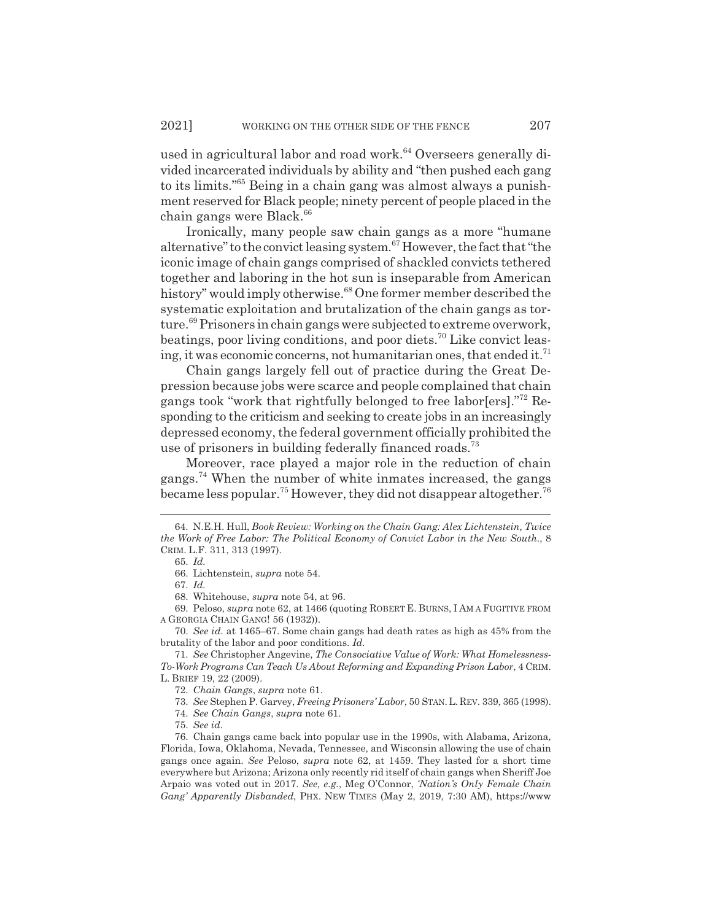used in agricultural labor and road work.[64] Overseers generally divided incarcerated individuals by ability and "then pushed each gang to its limits."[65] Being in a chain gang was almost always a punishment reserved for Black people; ninety percent of people placed in the chain gangs were Black.[66]

Ironically, many people saw chain gangs as a more "humane alternative" to the convict leasing system.[67] However, the fact that "the iconic image of chain gangs comprised of shackled convicts tethered together and laboring in the hot sun is inseparable from American history" would imply otherwise.[68] One former member described the systematic exploitation and brutalization of the chain gangs as torture.[69] Prisoners in chain gangs were subjected to extreme overwork, beatings, poor living conditions, and poor diets.[70] Like convict leasing, it was economic concerns, not humanitarian ones, that ended it.[71]

Chain gangs largely fell out of practice during the Great Depression because jobs were scarce and people complained that chain gangs took "work that rightfully belonged to free labor[ers]."[72] Responding to the criticism and seeking to create jobs in an increasingly depressed economy, the federal government officially prohibited the use of prisoners in building federally financed roads.[73]

Moreover, race played a major role in the reduction of chain gangs.[74] When the number of white inmates increased, the gangs became less popular.[75] However, they did not disappear altogether.[76]

---

64. N.E.H. Hull, *Book Review: Working on the Chain Gang: Alex Lichtenstein, Twice the Work of Free Labor: The Political Economy of Convict Labor in the New South.*, 8 CRIM. L.F. 311, 313 (1997).

65. *Id.*

66. Lichtenstein, *supra* note 54.

67. *Id.*

68. Whitehouse, *supra* note 54, at 96.

69. Peloso, *supra* note 62, at 1466 (quoting ROBERT E. BURNS, I AM A FUGITIVE FROM A GEORGIA CHAIN GANG! 56 (1932)).

70. *See id.* at 1465–67. Some chain gangs had death rates as high as 45% from the brutality of the labor and poor conditions. *Id.*

71. *See* Christopher Angevine, *The Consociative Value of Work: What Homelessness-To-Work Programs Can Teach Us About Reforming and Expanding Prison Labor*, 4 CRIM. L. BRIEF 19, 22 (2009).

72. *Chain Gangs*, *supra* note 61.

73. *See* Stephen P. Garvey, *Freeing Prisoners' Labor*, 50 STAN. L. REV. 339, 365 (1998).

74. *See Chain Gangs*, *supra* note 61.

75. *See id.*

76. Chain gangs came back into popular use in the 1990s, with Alabama, Arizona, Florida, Iowa, Oklahoma, Nevada, Tennessee, and Wisconsin allowing the use of chain gangs once again. *See* Peloso, *supra* note 62, at 1459. They lasted for a short time everywhere but Arizona; Arizona only recently rid itself of chain gangs when Sheriff Joe Arpaio was voted out in 2017. *See, e.g.*, Meg O'Connor, *'Nation's Only Female Chain Gang' Apparently Disbanded*, PHX. NEW TIMES (May 2, 2019, 7:30 AM), https://www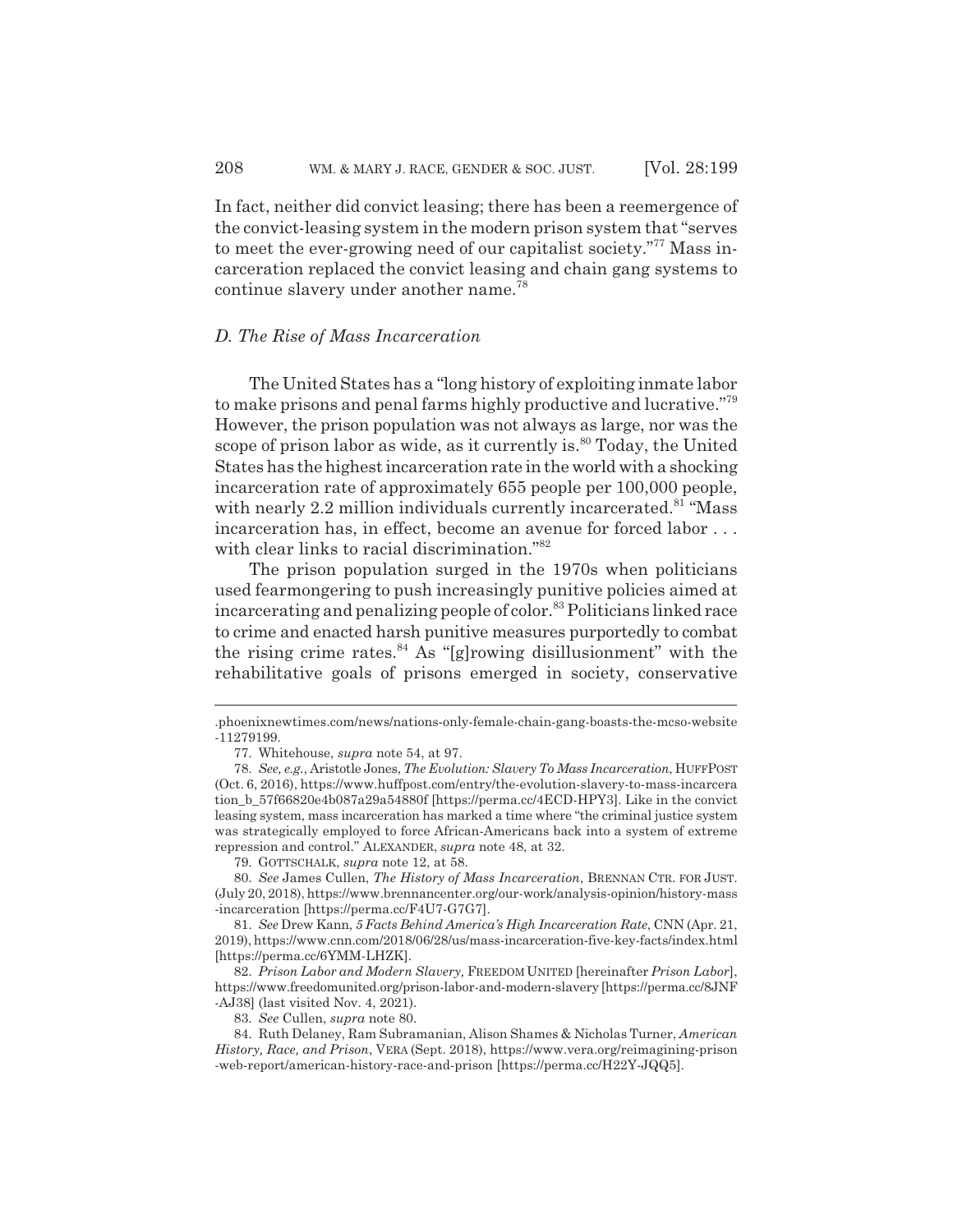In fact, neither did convict leasing; there has been a reemergence of the convict-leasing system in the modern prison system that "serves to meet the ever-growing need of our capitalist society."[77] Mass incarceration replaced the convict leasing and chain gang systems to continue slavery under another name.[78]

### *D. The Rise of Mass Incarceration*

The United States has a "long history of exploiting inmate labor to make prisons and penal farms highly productive and lucrative."[79] However, the prison population was not always as large, nor was the scope of prison labor as wide, as it currently is.[80] Today, the United States has the highest incarceration rate in the world with a shocking incarceration rate of approximately 655 people per 100,000 people, with nearly 2.2 million individuals currently incarcerated.[81] "Mass incarceration has, in effect, become an avenue for forced labor . . . with clear links to racial discrimination."[82]

The prison population surged in the 1970s when politicians used fearmongering to push increasingly punitive policies aimed at incarcerating and penalizing people of color.[83] Politicians linked race to crime and enacted harsh punitive measures purportedly to combat the rising crime rates.[84] As "[g]rowing disillusionment" with the rehabilitative goals of prisons emerged in society, conservative

---

.phoenixnewtimes.com/news/nations-only-female-chain-gang-boasts-the-mcso-website -11279199.

77. Whitehouse, *supra* note 54, at 97.

78. *See, e.g.*, Aristotle Jones, *The Evolution: Slavery To Mass Incarceration*, HUFFPOST (Oct. 6, 2016), https://www.huffpost.com/entry/the-evolution-slavery-to-mass-incarceration_b_57f66820e4b087a29a54880f [https://perma.cc/4ECD-HPY3]. Like in the convict leasing system, mass incarceration has marked a time where "the criminal justice system was strategically employed to force African-Americans back into a system of extreme repression and control." ALEXANDER, *supra* note 48, at 32.

79. GOTTSCHALK, *supra* note 12, at 58.

80. *See* James Cullen, *The History of Mass Incarceration*, BRENNAN CTR. FOR JUST. (July 20, 2018), https://www.brennancenter.org/our-work/analysis-opinion/history-mass -incarceration [https://perma.cc/F4U7-G7G7].

81. *See* Drew Kann, *5 Facts Behind America's High Incarceration Rate*, CNN (Apr. 21, 2019), https://www.cnn.com/2018/06/28/us/mass-incarceration-five-key-facts/index.html [https://perma.cc/6YMM-LHZK].

82. *Prison Labor and Modern Slavery,* FREEDOM UNITED [hereinafter *Prison Labor*], https://www.freedomunited.org/prison-labor-and-modern-slavery [https://perma.cc/8JNF -AJ38] (last visited Nov. 4, 2021).

83. *See* Cullen, *supra* note 80.

84. Ruth Delaney, Ram Subramanian, Alison Shames & Nicholas Turner, *American History, Race, and Prison*, VERA (Sept. 2018), https://www.vera.org/reimagining-prison -web-report/american-history-race-and-prison [https://perma.cc/H22Y-JQQ5].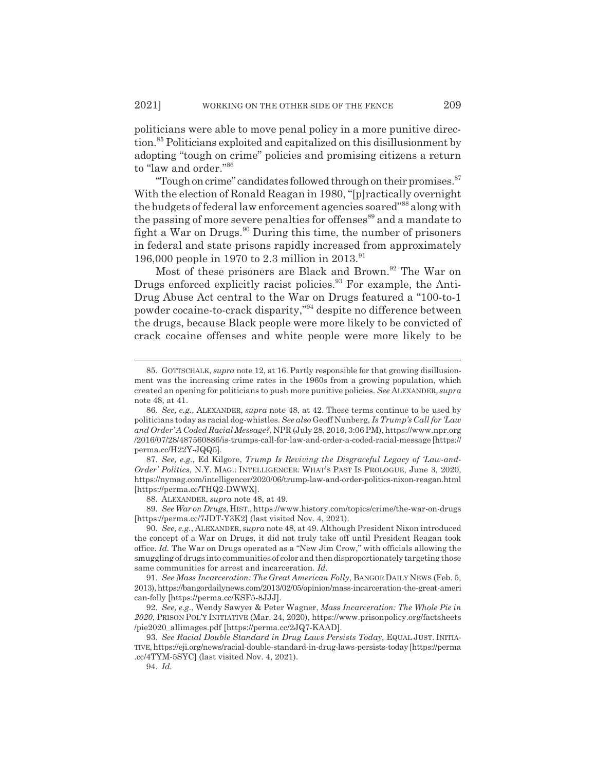politicians were able to move penal policy in a more punitive direction.[85] Politicians exploited and capitalized on this disillusionment by adopting "tough on crime" policies and promising citizens a return to "law and order."[86]

"Tough on crime" candidates followed through on their promises.[87] With the election of Ronald Reagan in 1980, "[p]ractically overnight the budgets of federal law enforcement agencies soared"[88] along with the passing of more severe penalties for offenses[89] and a mandate to fight a War on Drugs.[90] During this time, the number of prisoners in federal and state prisons rapidly increased from approximately 196,000 people in 1970 to 2.3 million in 2013.[91]

Most of these prisoners are Black and Brown.[92] The War on Drugs enforced explicitly racist policies.[93] For example, the Anti-Drug Abuse Act central to the War on Drugs featured a "100-to-1 powder cocaine-to-crack disparity,"[94] despite no difference between the drugs, because Black people were more likely to be convicted of crack cocaine offenses and white people were more likely to be

---

85. GOTTSCHALK, *supra* note 12, at 16. Partly responsible for that growing disillusionment was the increasing crime rates in the 1960s from a growing population, which created an opening for politicians to push more punitive policies. *See* ALEXANDER, *supra* note 48, at 41.

86. *See, e.g.*, ALEXANDER, *supra* note 48, at 42. These terms continue to be used by politicians today as racial dog-whistles. *See also* Geoff Nunberg, *Is Trump's Call for 'Law and Order' A Coded Racial Message?*, NPR (July 28, 2016, 3:06 PM), https://www.npr.org/2016/07/28/487560886/is-trumps-call-for-law-and-order-a-coded-racial-message [https://perma.cc/H22Y-JQQ5].

87. *See, e.g.*, Ed Kilgore, *Trump Is Reviving the Disgraceful Legacy of 'Law-and-Order' Politics*, N.Y. MAG.: INTELLIGENCER: WHAT'S PAST IS PROLOGUE, June 3, 2020, https://nymag.com/intelligencer/2020/06/trump-law-and-order-politics-nixon-reagan.html [https://perma.cc/THQ2-DWWX].

88. ALEXANDER, *supra* note 48, at 49.

89. *See War on Drugs*, HIST., https://www.history.com/topics/crime/the-war-on-drugs [https://perma.cc/7JDT-Y3K2] (last visited Nov. 4, 2021).

90. *See, e.g.*, ALEXANDER, *supra* note 48, at 49. Although President Nixon introduced the concept of a War on Drugs, it did not truly take off until President Reagan took office. *Id.* The War on Drugs operated as a "New Jim Crow," with officials allowing the smuggling of drugs into communities of color and then disproportionately targeting those same communities for arrest and incarceration. *Id.*

91. *See Mass Incarceration: The Great American Folly*, BANGOR DAILY NEWS (Feb. 5, 2013), https://bangordailynews.com/2013/02/05/opinion/mass-incarceration-the-great-american-folly [https://perma.cc/KSF5-8JJJ].

92. *See, e.g.*, Wendy Sawyer & Peter Wagner, *Mass Incarceration: The Whole Pie in 2020*, PRISON POL'Y INITIATIVE (Mar. 24, 2020), https://www.prisonpolicy.org/factsheets/pie2020_allimages.pdf [https://perma.cc/2JQ7-KAAD].

93. *See Racial Double Standard in Drug Laws Persists Today*, EQUAL JUST. INITIATIVE, https://eji.org/news/racial-double-standard-in-drug-laws-persists-today [https://perma.cc/4TYM-5SYC] (last visited Nov. 4, 2021).

94. *Id.*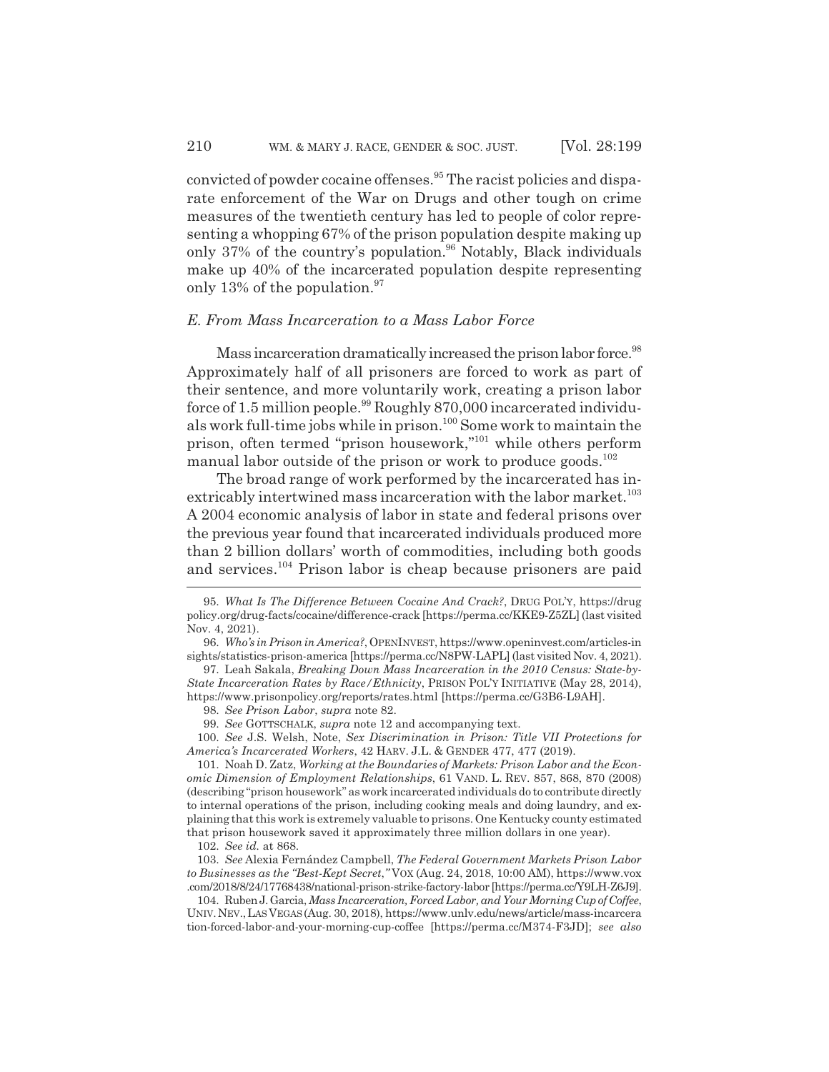convicted of powder cocaine offenses.[95] The racist policies and disparate enforcement of the War on Drugs and other tough on crime measures of the twentieth century has led to people of color representing a whopping 67% of the prison population despite making up only 37% of the country's population.[96] Notably, Black individuals make up 40% of the incarcerated population despite representing only 13% of the population.[97]

### *E. From Mass Incarceration to a Mass Labor Force*

Mass incarceration dramatically increased the prison labor force.[98] Approximately half of all prisoners are forced to work as part of their sentence, and more voluntarily work, creating a prison labor force of 1.5 million people.[99] Roughly 870,000 incarcerated individuals work full-time jobs while in prison.[100] Some work to maintain the prison, often termed "prison housework,"[101] while others perform manual labor outside of the prison or work to produce goods.[102]

The broad range of work performed by the incarcerated has inextricably intertwined mass incarceration with the labor market.[103] A 2004 economic analysis of labor in state and federal prisons over the previous year found that incarcerated individuals produced more than 2 billion dollars' worth of commodities, including both goods and services.[104] Prison labor is cheap because prisoners are paid

---

95. *What Is The Difference Between Cocaine And Crack?*, DRUG POL'Y, https://drugpolicy.org/drug-facts/cocaine/difference-crack [https://perma.cc/KKE9-Z5ZL] (last visited Nov. 4, 2021).

96. *Who's in Prison in America?*, OPENINVEST, https://www.openinvest.com/articles-insights/statistics-prison-america [https://perma.cc/N8PW-LAPL] (last visited Nov. 4, 2021).

97. Leah Sakala, *Breaking Down Mass Incarceration in the 2010 Census: State-by-State Incarceration Rates by Race/Ethnicity*, PRISON POL'Y INITIATIVE (May 28, 2014), https://www.prisonpolicy.org/reports/rates.html [https://perma.cc/G3B6-L9AH].

98. *See Prison Labor*, *supra* note 82.

99. *See* GOTTSCHALK, *supra* note 12 and accompanying text.

100. *See* J.S. Welsh, Note, *Sex Discrimination in Prison: Title VII Protections for America's Incarcerated Workers*, 42 HARV. J.L. & GENDER 477, 477 (2019).

101. Noah D. Zatz, *Working at the Boundaries of Markets: Prison Labor and the Economic Dimension of Employment Relationships*, 61 VAND. L. REV. 857, 868, 870 (2008) (describing "prison housework" as work incarcerated individuals do to contribute directly to internal operations of the prison, including cooking meals and doing laundry, and explaining that this work is extremely valuable to prisons. One Kentucky county estimated that prison housework saved it approximately three million dollars in one year).

102. *See id.* at 868.

103. *See* Alexia Fernández Campbell, *The Federal Government Markets Prison Labor to Businesses as the "Best-Kept Secret*,*"* VOX (Aug. 24, 2018, 10:00 AM), https://www.vox.com/2018/8/24/17768438/national-prison-strike-factory-labor [https://perma.cc/Y9LH-Z6J9].

104. Ruben J. Garcia, *Mass Incarceration, Forced Labor, and Your Morning Cup of Coffee*, UNIV. NEV., LAS VEGAS (Aug. 30, 2018), https://www.unlv.edu/news/article/mass-incarceration-forced-labor-and-your-morning-cup-coffee [https://perma.cc/M374-F3JD]; *see also*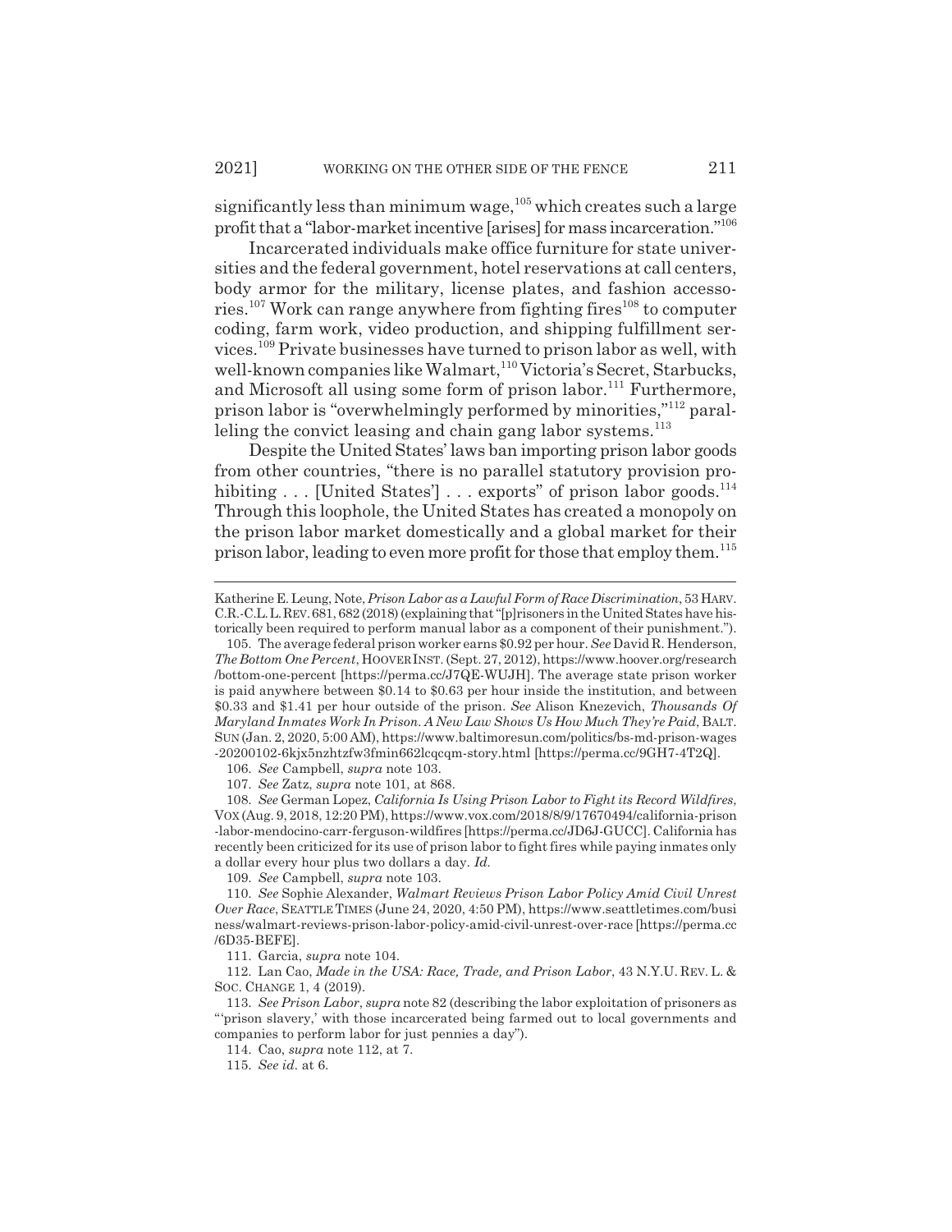significantly less than minimum wage,[105] which creates such a large profit that a "labor-market incentive [arises] for mass incarceration."[106]

Incarcerated individuals make office furniture for state universities and the federal government, hotel reservations at call centers, body armor for the military, license plates, and fashion accessories.[107] Work can range anywhere from fighting fires[108] to computer coding, farm work, video production, and shipping fulfillment services.[109] Private businesses have turned to prison labor as well, with well-known companies like Walmart,[110] Victoria's Secret, Starbucks, and Microsoft all using some form of prison labor.[111] Furthermore, prison labor is "overwhelmingly performed by minorities,"[112] paralleling the convict leasing and chain gang labor systems.[113]

Despite the United States' laws ban importing prison labor goods from other countries, "there is no parallel statutory provision prohibiting . . . [United States'] . . . exports" of prison labor goods.[114] Through this loophole, the United States has created a monopoly on the prison labor market domestically and a global market for their prison labor, leading to even more profit for those that employ them.[115]

---

Katherine E. Leung, Note, *Prison Labor as a Lawful Form of Race Discrimination*, 53 HARV. C.R.-C.L. L. REV. 681, 682 (2018) (explaining that "[p]risoners in the United States have historically been required to perform manual labor as a component of their punishment.").

105. The average federal prison worker earns $0.92 per hour. *See* David R. Henderson, *The Bottom One Percent*, HOOVER INST. (Sept. 27, 2012), https://www.hoover.org/research/bottom-one-percent [https://perma.cc/J7QE-WUJH]. The average state prison worker is paid anywhere between $0.14 to $0.63 per hour inside the institution, and between $0.33 and $1.41 per hour outside of the prison. *See* Alison Knezevich, *Thousands Of Maryland Inmates Work In Prison. A New Law Shows Us How Much They're Paid*, BALT. SUN (Jan. 2, 2020, 5:00 AM), https://www.baltimoresun.com/politics/bs-md-prison-wages-20200102-6kjx5nzhtzfw3fmin662lcqcqm-story.html [https://perma.cc/9GH7-4T2Q].

106. *See* Campbell, *supra* note 103.

107. *See* Zatz, *supra* note 101, at 868.

108. *See* German Lopez, *California Is Using Prison Labor to Fight its Record Wildfires*, VOX (Aug. 9, 2018, 12:20 PM), https://www.vox.com/2018/8/9/17670494/california-prison-labor-mendocino-carr-ferguson-wildfires [https://perma.cc/JD6J-GUCC]. California has recently been criticized for its use of prison labor to fight fires while paying inmates only a dollar every hour plus two dollars a day. *Id.*

109. *See* Campbell, *supra* note 103.

110. *See* Sophie Alexander, *Walmart Reviews Prison Labor Policy Amid Civil Unrest Over Race*, SEATTLE TIMES (June 24, 2020, 4:50 PM), https://www.seattletimes.com/business/walmart-reviews-prison-labor-policy-amid-civil-unrest-over-race [https://perma.cc/6D35-BEFE].

111. Garcia, *supra* note 104.

112. Lan Cao, *Made in the USA: Race, Trade, and Prison Labor*, 43 N.Y.U. REV. L. & SOC. CHANGE 1, 4 (2019).

113. *See Prison Labor*, *supra* note 82 (describing the labor exploitation of prisoners as "'prison slavery,' with those incarcerated being farmed out to local governments and companies to perform labor for just pennies a day").

114. Cao, *supra* note 112, at 7.

115. *See id.* at 6.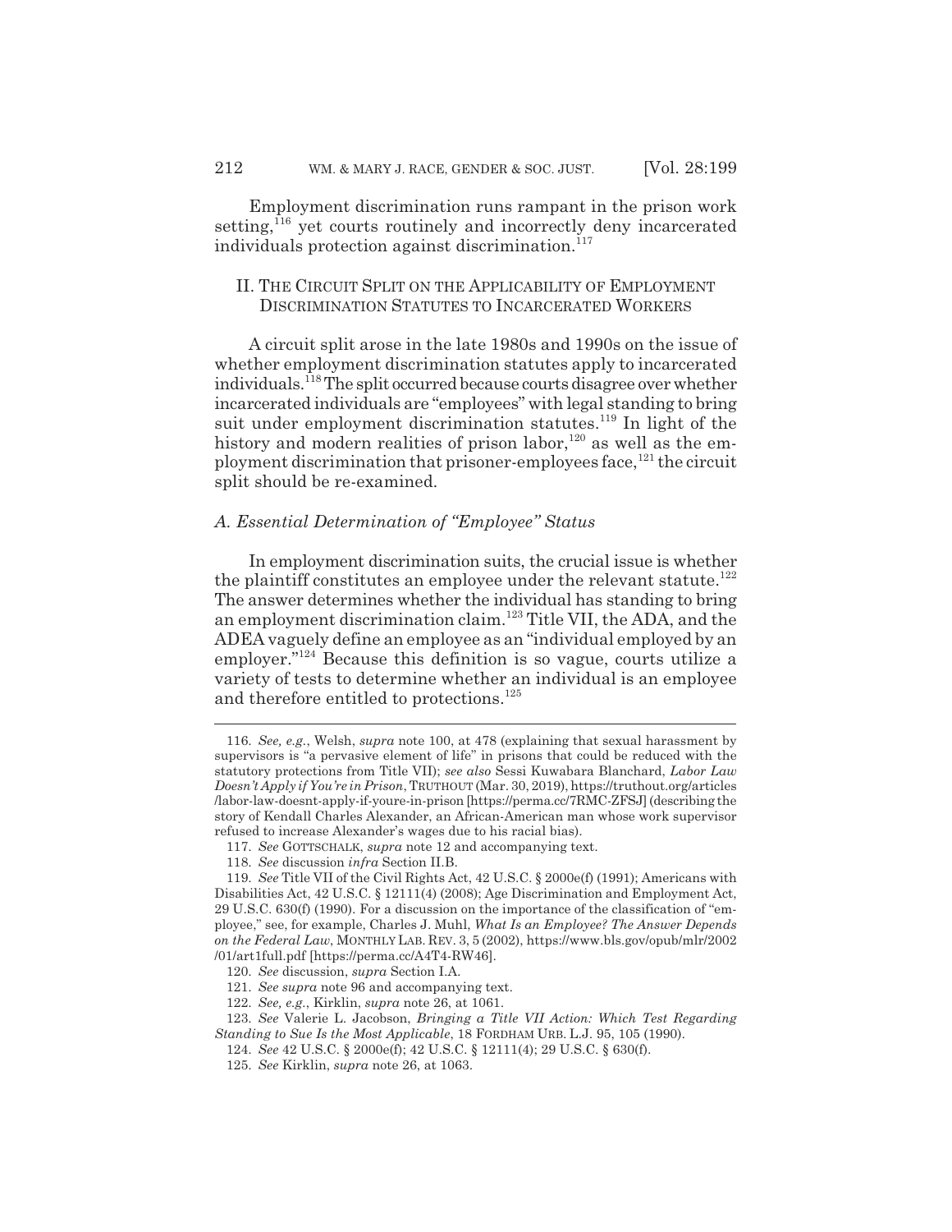Employment discrimination runs rampant in the prison work setting,[116] yet courts routinely and incorrectly deny incarcerated individuals protection against discrimination.[117]

## II. THE CIRCUIT SPLIT ON THE APPLICABILITY OF EMPLOYMENT DISCRIMINATION STATUTES TO INCARCERATED WORKERS

A circuit split arose in the late 1980s and 1990s on the issue of whether employment discrimination statutes apply to incarcerated individuals.[118] The split occurred because courts disagree over whether incarcerated individuals are "employees" with legal standing to bring suit under employment discrimination statutes.[119] In light of the history and modern realities of prison labor,[120] as well as the employment discrimination that prisoner-employees face,[121] the circuit split should be re-examined.

### *A. Essential Determination of "Employee" Status*

In employment discrimination suits, the crucial issue is whether the plaintiff constitutes an employee under the relevant statute.[122] The answer determines whether the individual has standing to bring an employment discrimination claim.[123] Title VII, the ADA, and the ADEA vaguely define an employee as an "individual employed by an employer."[124] Because this definition is so vague, courts utilize a variety of tests to determine whether an individual is an employee and therefore entitled to protections.[125]

---

116. *See, e.g.*, Welsh, *supra* note 100, at 478 (explaining that sexual harassment by supervisors is "a pervasive element of life" in prisons that could be reduced with the statutory protections from Title VII); *see also* Sessi Kuwabara Blanchard, *Labor Law Doesn't Apply if You're in Prison*, TRUTHOUT (Mar. 30, 2019), https://truthout.org/articles/labor-law-doesnt-apply-if-youre-in-prison [https://perma.cc/7RMC-ZFSJ] (describing the story of Kendall Charles Alexander, an African-American man whose work supervisor refused to increase Alexander's wages due to his racial bias).

117. *See* GOTTSCHALK, *supra* note 12 and accompanying text.

118. *See* discussion *infra* Section II.B.

119. *See* Title VII of the Civil Rights Act, 42 U.S.C. § 2000e(f) (1991); Americans with Disabilities Act, 42 U.S.C. § 12111(4) (2008); Age Discrimination and Employment Act, 29 U.S.C. 630(f) (1990). For a discussion on the importance of the classification of "employee," see, for example, Charles J. Muhl, *What Is an Employee? The Answer Depends on the Federal Law*, MONTHLY LAB. REV. 3, 5 (2002), https://www.bls.gov/opub/mlr/2002/01/art1full.pdf [https://perma.cc/A4T4-RW46].

120. *See* discussion, *supra* Section I.A.

121. *See supra* note 96 and accompanying text.

122. *See, e.g.*, Kirklin, *supra* note 26, at 1061.

123. *See* Valerie L. Jacobson, *Bringing a Title VII Action: Which Test Regarding Standing to Sue Is the Most Applicable*, 18 FORDHAM URB. L.J. 95, 105 (1990).

124. *See* 42 U.S.C. § 2000e(f); 42 U.S.C. § 12111(4); 29 U.S.C. § 630(f).

125. *See* Kirklin, *supra* note 26, at 1063.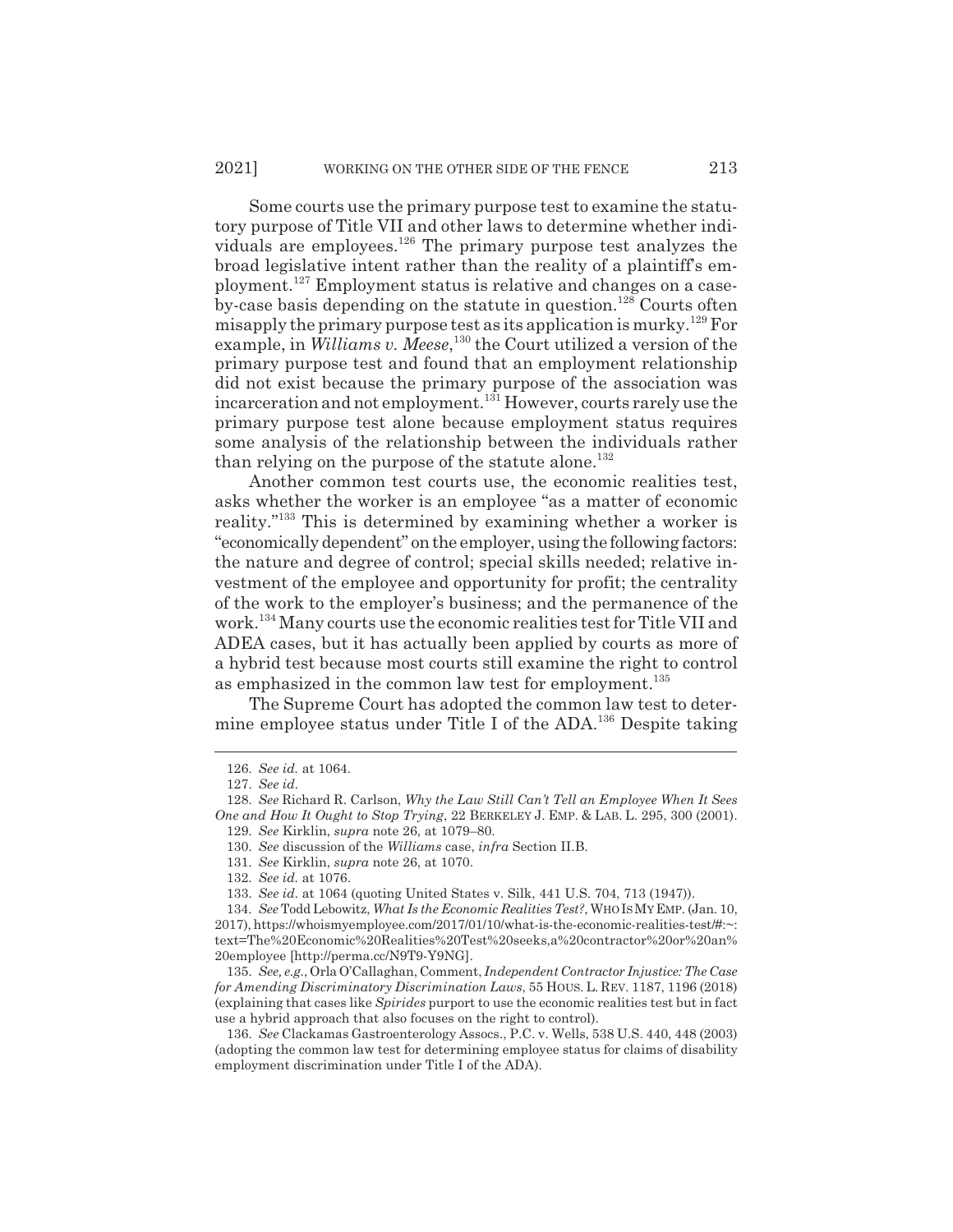Some courts use the primary purpose test to examine the statutory purpose of Title VII and other laws to determine whether individuals are employees.[126] The primary purpose test analyzes the broad legislative intent rather than the reality of a plaintiff's employment.[127] Employment status is relative and changes on a case-by-case basis depending on the statute in question.[128] Courts often misapply the primary purpose test as its application is murky.[129] For example, in *Williams v. Meese*,[130] the Court utilized a version of the primary purpose test and found that an employment relationship did not exist because the primary purpose of the association was incarceration and not employment.[131] However, courts rarely use the primary purpose test alone because employment status requires some analysis of the relationship between the individuals rather than relying on the purpose of the statute alone.[132]

Another common test courts use, the economic realities test, asks whether the worker is an employee "as a matter of economic reality."[133] This is determined by examining whether a worker is "economically dependent" on the employer, using the following factors: the nature and degree of control; special skills needed; relative investment of the employee and opportunity for profit; the centrality of the work to the employer's business; and the permanence of the work.[134] Many courts use the economic realities test for Title VII and ADEA cases, but it has actually been applied by courts as more of a hybrid test because most courts still examine the right to control as emphasized in the common law test for employment.[135]

The Supreme Court has adopted the common law test to determine employee status under Title I of the ADA.[136] Despite taking

---

126. *See id.* at 1064.

127. *See id.*

128. *See* Richard R. Carlson, *Why the Law Still Can't Tell an Employee When It Sees One and How It Ought to Stop Trying*, 22 BERKELEY J. EMP. & LAB. L. 295, 300 (2001).

129. *See* Kirklin, *supra* note 26, at 1079–80.

130. *See* discussion of the *Williams* case, *infra* Section II.B.

131. *See* Kirklin, *supra* note 26, at 1070.

132. *See id.* at 1076.

133. *See id.* at 1064 (quoting United States v. Silk, 441 U.S. 704, 713 (1947)).

134. *See* Todd Lebowitz, *What Is the Economic Realities Test?*, WHO IS MY EMP. (Jan. 10, 2017), https://whoismyemployee.com/2017/01/10/what-is-the-economic-realities-test/#:~:text=The%20Economic%20Realities%20Test%20seeks,a%20contractor%20or%20an%20employee [http://perma.cc/N9T9-Y9NG].

135. *See, e.g.*, Orla O'Callaghan, Comment, *Independent Contractor Injustice: The Case for Amending Discriminatory Discrimination Laws*, 55 HOUS. L. REV. 1187, 1196 (2018) (explaining that cases like *Spirides* purport to use the economic realities test but in fact use a hybrid approach that also focuses on the right to control).

136. *See* Clackamas Gastroenterology Assocs., P.C. v. Wells, 538 U.S. 440, 448 (2003) (adopting the common law test for determining employee status for claims of disability employment discrimination under Title I of the ADA).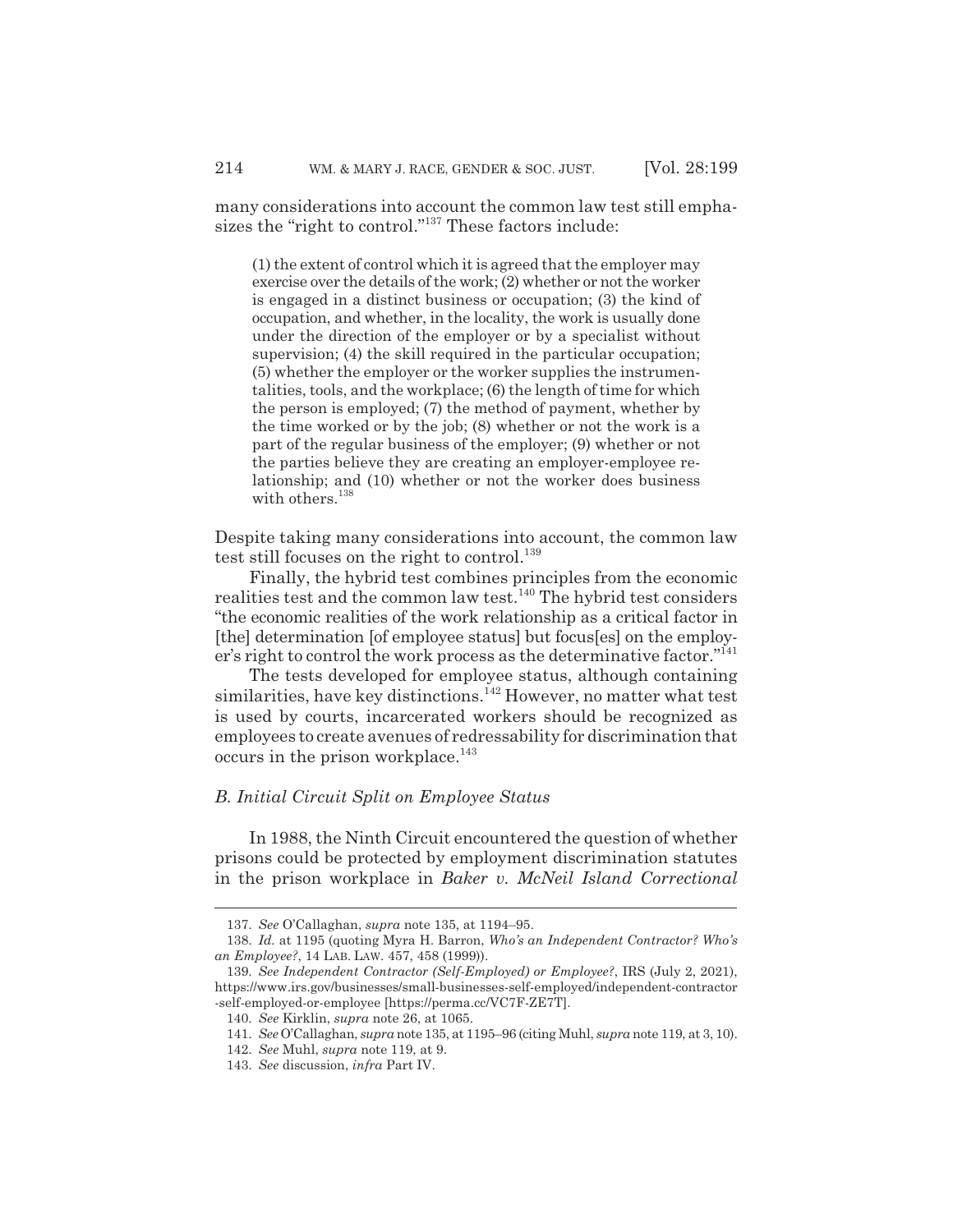many considerations into account the common law test still emphasizes the "right to control."[137] These factors include:

> (1) the extent of control which it is agreed that the employer may exercise over the details of the work; (2) whether or not the worker is engaged in a distinct business or occupation; (3) the kind of occupation, and whether, in the locality, the work is usually done under the direction of the employer or by a specialist without supervision; (4) the skill required in the particular occupation; (5) whether the employer or the worker supplies the instrumentalities, tools, and the workplace; (6) the length of time for which the person is employed; (7) the method of payment, whether by the time worked or by the job; (8) whether or not the work is a part of the regular business of the employer; (9) whether or not the parties believe they are creating an employer-employee relationship; and (10) whether or not the worker does business with others.[138]

Despite taking many considerations into account, the common law test still focuses on the right to control.[139]

Finally, the hybrid test combines principles from the economic realities test and the common law test.[140] The hybrid test considers "the economic realities of the work relationship as a critical factor in [the] determination [of employee status] but focus[es] on the employer's right to control the work process as the determinative factor."[141]

The tests developed for employee status, although containing similarities, have key distinctions.[142] However, no matter what test is used by courts, incarcerated workers should be recognized as employees to create avenues of redressability for discrimination that occurs in the prison workplace.[143]

### *B. Initial Circuit Split on Employee Status*

In 1988, the Ninth Circuit encountered the question of whether prisons could be protected by employment discrimination statutes in the prison workplace in *Baker v. McNeil Island Correctional*

---

137. *See* O'Callaghan, *supra* note 135, at 1194–95.

138. *Id.* at 1195 (quoting Myra H. Barron, *Who's an Independent Contractor? Who's an Employee?*, 14 LAB. LAW. 457, 458 (1999)).

139. *See Independent Contractor (Self-Employed) or Employee?*, IRS (July 2, 2021), https://www.irs.gov/businesses/small-businesses-self-employed/independent-contractor-self-employed-or-employee [https://perma.cc/VC7F-ZE7T].

140. *See* Kirklin, *supra* note 26, at 1065.

141. *See* O'Callaghan, *supra* note 135, at 1195–96 (citing Muhl, *supra* note 119, at 3, 10).

142. *See* Muhl, *supra* note 119, at 9.

143. *See* discussion, *infra* Part IV.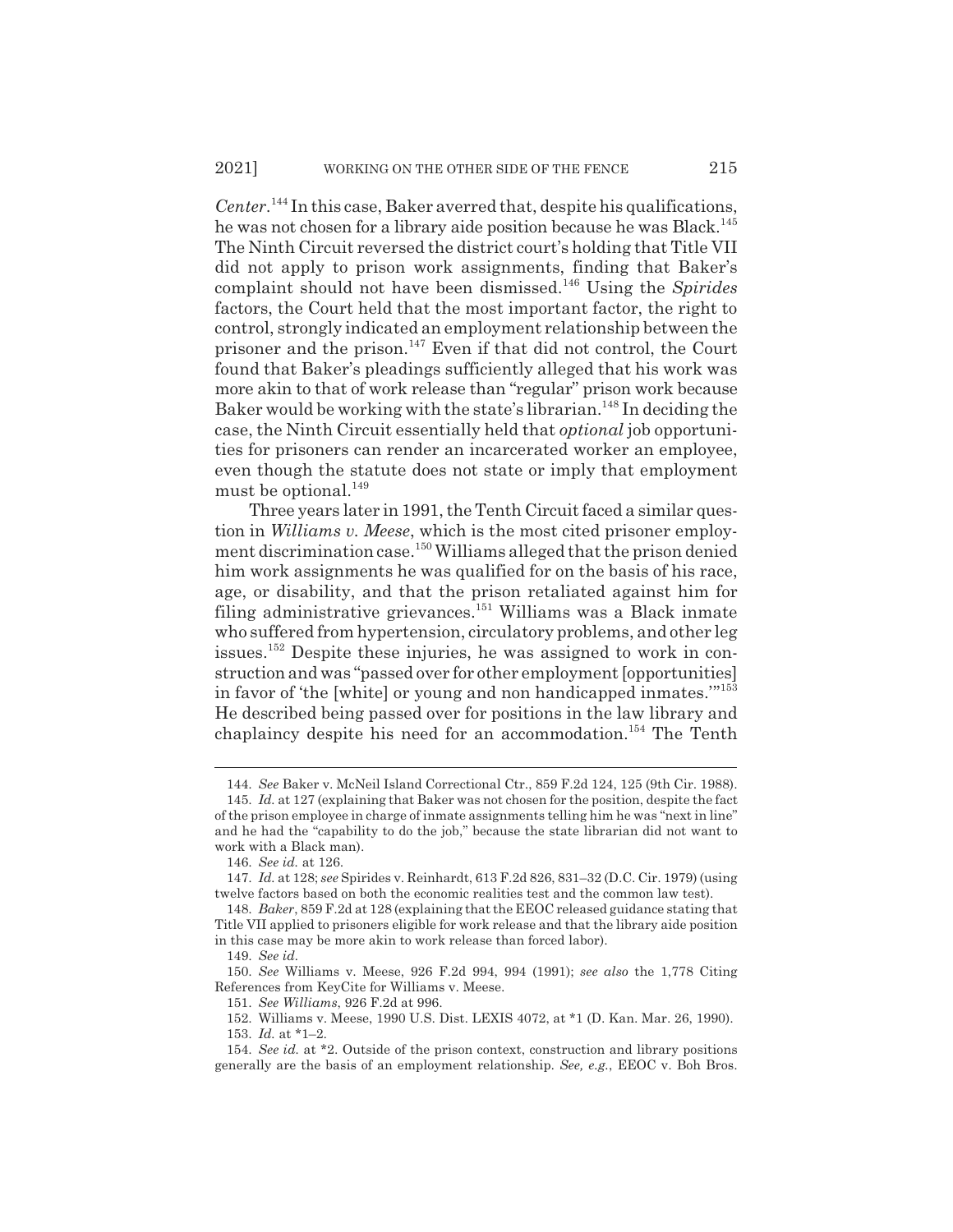*Center*.[144] In this case, Baker averred that, despite his qualifications, he was not chosen for a library aide position because he was Black.[145] The Ninth Circuit reversed the district court's holding that Title VII did not apply to prison work assignments, finding that Baker's complaint should not have been dismissed.[146] Using the *Spirides* factors, the Court held that the most important factor, the right to control, strongly indicated an employment relationship between the prisoner and the prison.[147] Even if that did not control, the Court found that Baker's pleadings sufficiently alleged that his work was more akin to that of work release than "regular" prison work because Baker would be working with the state's librarian.[148] In deciding the case, the Ninth Circuit essentially held that *optional* job opportunities for prisoners can render an incarcerated worker an employee, even though the statute does not state or imply that employment must be optional.[149]

Three years later in 1991, the Tenth Circuit faced a similar question in *Williams v. Meese*, which is the most cited prisoner employment discrimination case.[150] Williams alleged that the prison denied him work assignments he was qualified for on the basis of his race, age, or disability, and that the prison retaliated against him for filing administrative grievances.[151] Williams was a Black inmate who suffered from hypertension, circulatory problems, and other leg issues.[152] Despite these injuries, he was assigned to work in construction and was "passed over for other employment [opportunities] in favor of 'the [white] or young and non handicapped inmates.'"[153] He described being passed over for positions in the law library and chaplaincy despite his need for an accommodation.[154] The Tenth

---

144. *See* Baker v. McNeil Island Correctional Ctr., 859 F.2d 124, 125 (9th Cir. 1988).

145. *Id.* at 127 (explaining that Baker was not chosen for the position, despite the fact of the prison employee in charge of inmate assignments telling him he was "next in line" and he had the "capability to do the job," because the state librarian did not want to work with a Black man).

146. *See id.* at 126.

147. *Id.* at 128; *see* Spirides v. Reinhardt, 613 F.2d 826, 831–32 (D.C. Cir. 1979) (using twelve factors based on both the economic realities test and the common law test).

148. *Baker*, 859 F.2d at 128 (explaining that the EEOC released guidance stating that Title VII applied to prisoners eligible for work release and that the library aide position in this case may be more akin to work release than forced labor).

149. *See id.*

150. *See* Williams v. Meese, 926 F.2d 994, 994 (1991); *see also* the 1,778 Citing References from KeyCite for Williams v. Meese.

151. *See Williams*, 926 F.2d at 996.

152. Williams v. Meese, 1990 U.S. Dist. LEXIS 4072, at *1 (D. Kan. Mar. 26, 1990).

153. *Id.* at *1–2.

154. *See id.* at *2. Outside of the prison context, construction and library positions generally are the basis of an employment relationship. *See, e.g.*, EEOC v. Boh Bros.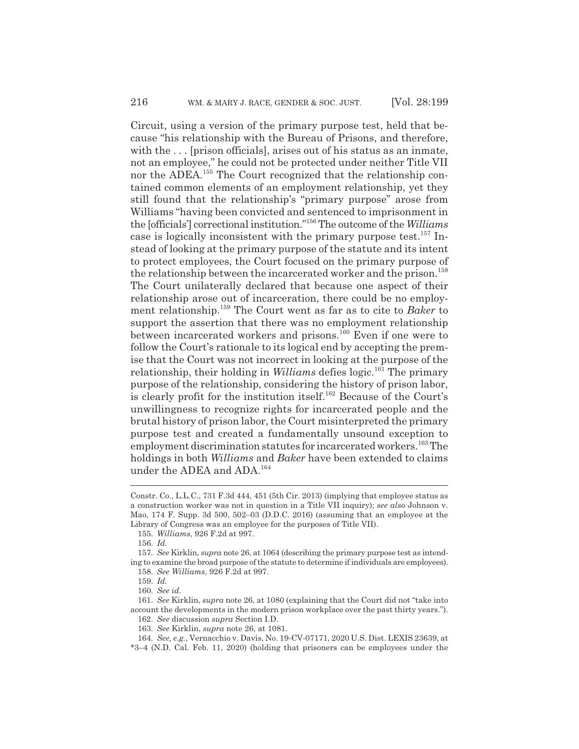Circuit, using a version of the primary purpose test, held that because "his relationship with the Bureau of Prisons, and therefore, with the . . . [prison officials], arises out of his status as an inmate, not an employee," he could not be protected under neither Title VII nor the ADEA.[155] The Court recognized that the relationship contained common elements of an employment relationship, yet they still found that the relationship's "primary purpose" arose from Williams "having been convicted and sentenced to imprisonment in the [officials'] correctional institution."[156] The outcome of the *Williams* case is logically inconsistent with the primary purpose test.[157] Instead of looking at the primary purpose of the statute and its intent to protect employees, the Court focused on the primary purpose of the relationship between the incarcerated worker and the prison.[158] The Court unilaterally declared that because one aspect of their relationship arose out of incarceration, there could be no employment relationship.[159] The Court went as far as to cite to *Baker* to support the assertion that there was no employment relationship between incarcerated workers and prisons.[160] Even if one were to follow the Court's rationale to its logical end by accepting the premise that the Court was not incorrect in looking at the purpose of the relationship, their holding in *Williams* defies logic.[161] The primary purpose of the relationship, considering the history of prison labor, is clearly profit for the institution itself.[162] Because of the Court's unwillingness to recognize rights for incarcerated people and the brutal history of prison labor, the Court misinterpreted the primary purpose test and created a fundamentally unsound exception to employment discrimination statutes for incarcerated workers.[163] The holdings in both *Williams* and *Baker* have been extended to claims under the ADEA and ADA.[164]

---

Constr. Co., L.L.C., 731 F.3d 444, 451 (5th Cir. 2013) (implying that employee status as a construction worker was not in question in a Title VII inquiry); *see also* Johnson v. Mao, 174 F. Supp. 3d 500, 502–03 (D.D.C. 2016) (assuming that an employee at the Library of Congress was an employee for the purposes of Title VII).

155. *Williams*, 926 F.2d at 997.

156. *Id.*

157. *See* Kirklin, *supra* note 26, at 1064 (describing the primary purpose test as intending to examine the broad purpose of the statute to determine if individuals are employees).

158. *See Williams*, 926 F.2d at 997.

159. *Id.*

160. *See id.*

161. *See* Kirklin, *supra* note 26, at 1080 (explaining that the Court did not "take into account the developments in the modern prison workplace over the past thirty years.").

162. *See* discussion *supra* Section I.D.

163. *See* Kirklin, *supra* note 26, at 1081.

164. *See, e.g.*, Vernacchio v. Davis, No. 19-CV-07171, 2020 U.S. Dist. LEXIS 23639, at *3–4 (N.D. Cal. Feb. 11, 2020) (holding that prisoners can be employees under the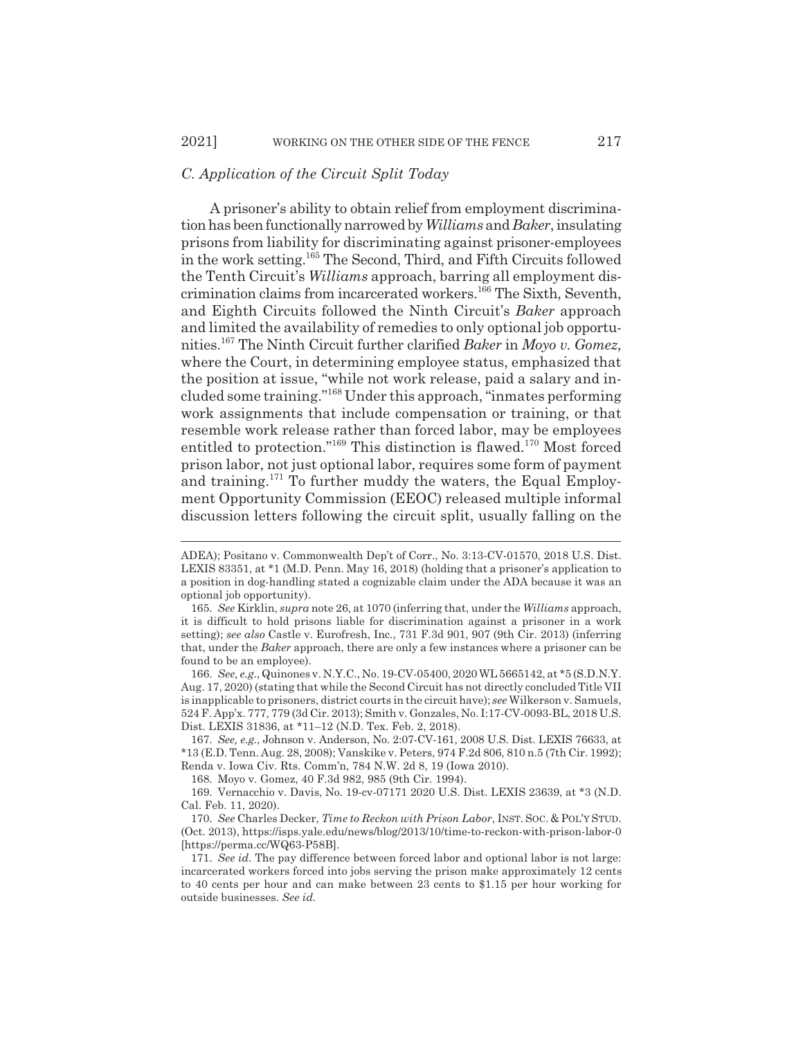### C. Application of the Circuit Split Today

A prisoner's ability to obtain relief from employment discrimination has been functionally narrowed by *Williams* and *Baker*, insulating prisons from liability for discriminating against prisoner-employees in the work setting.[165] The Second, Third, and Fifth Circuits followed the Tenth Circuit's *Williams* approach, barring all employment discrimination claims from incarcerated workers.[166] The Sixth, Seventh, and Eighth Circuits followed the Ninth Circuit's *Baker* approach and limited the availability of remedies to only optional job opportunities.[167] The Ninth Circuit further clarified *Baker* in *Moyo v. Gomez*, where the Court, in determining employee status, emphasized that the position at issue, "while not work release, paid a salary and included some training."[168] Under this approach, "inmates performing work assignments that include compensation or training, or that resemble work release rather than forced labor, may be employees entitled to protection."[169] This distinction is flawed.[170] Most forced prison labor, not just optional labor, requires some form of payment and training.[171] To further muddy the waters, the Equal Employment Opportunity Commission (EEOC) released multiple informal discussion letters following the circuit split, usually falling on the

---

ADEA); Positano v. Commonwealth Dep't of Corr., No. 3:13-CV-01570, 2018 U.S. Dist. LEXIS 83351, at *1 (M.D. Penn. May 16, 2018) (holding that a prisoner's application to a position in dog-handling stated a cognizable claim under the ADA because it was an optional job opportunity).

165. *See* Kirklin, *supra* note 26, at 1070 (inferring that, under the *Williams* approach, it is difficult to hold prisons liable for discrimination against a prisoner in a work setting); *see also* Castle v. Eurofresh, Inc., 731 F.3d 901, 907 (9th Cir. 2013) (inferring that, under the *Baker* approach, there are only a few instances where a prisoner can be found to be an employee).

166. *See, e.g.*, Quinones v. N.Y.C., No. 19-CV-05400, 2020 WL 5665142, at *5 (S.D.N.Y. Aug. 17, 2020) (stating that while the Second Circuit has not directly concluded Title VII is inapplicable to prisoners, district courts in the circuit have); *see* Wilkerson v. Samuels, 524 F. App'x. 777, 779 (3d Cir. 2013); Smith v. Gonzales, No. I:17-CV-0093-BL, 2018 U.S. Dist. LEXIS 31836, at *11–12 (N.D. Tex. Feb. 2, 2018).

167. *See, e.g.*, Johnson v. Anderson, No. 2:07-CV-161, 2008 U.S. Dist. LEXIS 76633, at *13 (E.D. Tenn. Aug. 28, 2008); Vanskike v. Peters, 974 F.2d 806, 810 n.5 (7th Cir. 1992); Renda v. Iowa Civ. Rts. Comm'n, 784 N.W. 2d 8, 19 (Iowa 2010).

168. Moyo v. Gomez, 40 F.3d 982, 985 (9th Cir. 1994).

169. Vernacchio v. Davis, No. 19-cv-07171 2020 U.S. Dist. LEXIS 23639, at *3 (N.D. Cal. Feb. 11, 2020).

170. *See* Charles Decker, *Time to Reckon with Prison Labor*, INST. SOC. & POL'Y STUD. (Oct. 2013), https://isps.yale.edu/news/blog/2013/10/time-to-reckon-with-prison-labor-0 [https://perma.cc/WQ63-P58B].

171. *See id.* The pay difference between forced labor and optional labor is not large: incarcerated workers forced into jobs serving the prison make approximately 12 cents to 40 cents per hour and can make between 23 cents to $1.15 per hour working for outside businesses. *See id.*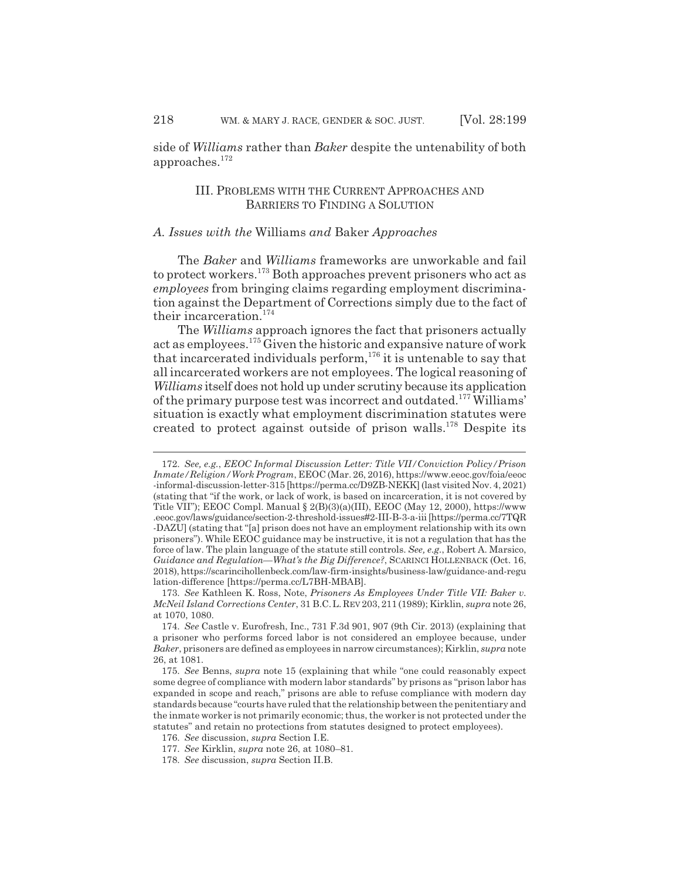side of *Williams* rather than *Baker* despite the untenability of both approaches.[172]

## III. PROBLEMS WITH THE CURRENT APPROACHES AND BARRIERS TO FINDING A SOLUTION

### *A. Issues with the* Williams *and* Baker *Approaches*

The *Baker* and *Williams* frameworks are unworkable and fail to protect workers.[173] Both approaches prevent prisoners who act as *employees* from bringing claims regarding employment discrimination against the Department of Corrections simply due to the fact of their incarceration.[174]

The *Williams* approach ignores the fact that prisoners actually act as employees.[175] Given the historic and expansive nature of work that incarcerated individuals perform,[176] it is untenable to say that all incarcerated workers are not employees. The logical reasoning of *Williams* itself does not hold up under scrutiny because its application of the primary purpose test was incorrect and outdated.[177] Williams' situation is exactly what employment discrimination statutes were created to protect against outside of prison walls.[178] Despite its

---

172. *See, e.g.*, *EEOC Informal Discussion Letter: Title VII/Conviction Policy/Prison Inmate/Religion/Work Program*, EEOC (Mar. 26, 2016), https://www.eeoc.gov/foia/eeoc-informal-discussion-letter-315 [https://perma.cc/D9ZB-NEKK] (last visited Nov. 4, 2021) (stating that "if the work, or lack of work, is based on incarceration, it is not covered by Title VII"); EEOC Compl. Manual § 2(B)(3)(a)(III), EEOC (May 12, 2000), https://www.eeoc.gov/laws/guidance/section-2-threshold-issues#2-III-B-3-a-iii [https://perma.cc/7TQR-DAZU] (stating that "[a] prison does not have an employment relationship with its own prisoners"). While EEOC guidance may be instructive, it is not a regulation that has the force of law. The plain language of the statute still controls. *See, e.g.*, Robert A. Marsico, *Guidance and Regulation—What's the Big Difference?*, SCARINCI HOLLENBACK (Oct. 16, 2018), https://scarincihollenbeck.com/law-firm-insights/business-law/guidance-and-regulation-difference [https://perma.cc/L7BH-MBAB].

173. *See* Kathleen K. Ross, Note, *Prisoners As Employees Under Title VII: Baker v. McNeil Island Corrections Center*, 31 B.C. L. REV 203, 211 (1989); Kirklin, *supra* note 26, at 1070, 1080.

174. *See* Castle v. Eurofresh, Inc., 731 F.3d 901, 907 (9th Cir. 2013) (explaining that a prisoner who performs forced labor is not considered an employee because, under *Baker*, prisoners are defined as employees in narrow circumstances); Kirklin, *supra* note 26, at 1081.

175. *See* Benns, *supra* note 15 (explaining that while "one could reasonably expect some degree of compliance with modern labor standards" by prisons as "prison labor has expanded in scope and reach," prisons are able to refuse compliance with modern day standards because "courts have ruled that the relationship between the penitentiary and the inmate worker is not primarily economic; thus, the worker is not protected under the statutes" and retain no protections from statutes designed to protect employees).

176. *See* discussion, *supra* Section I.E.

177. *See* Kirklin, *supra* note 26, at 1080–81.

178. *See* discussion, *supra* Section II.B.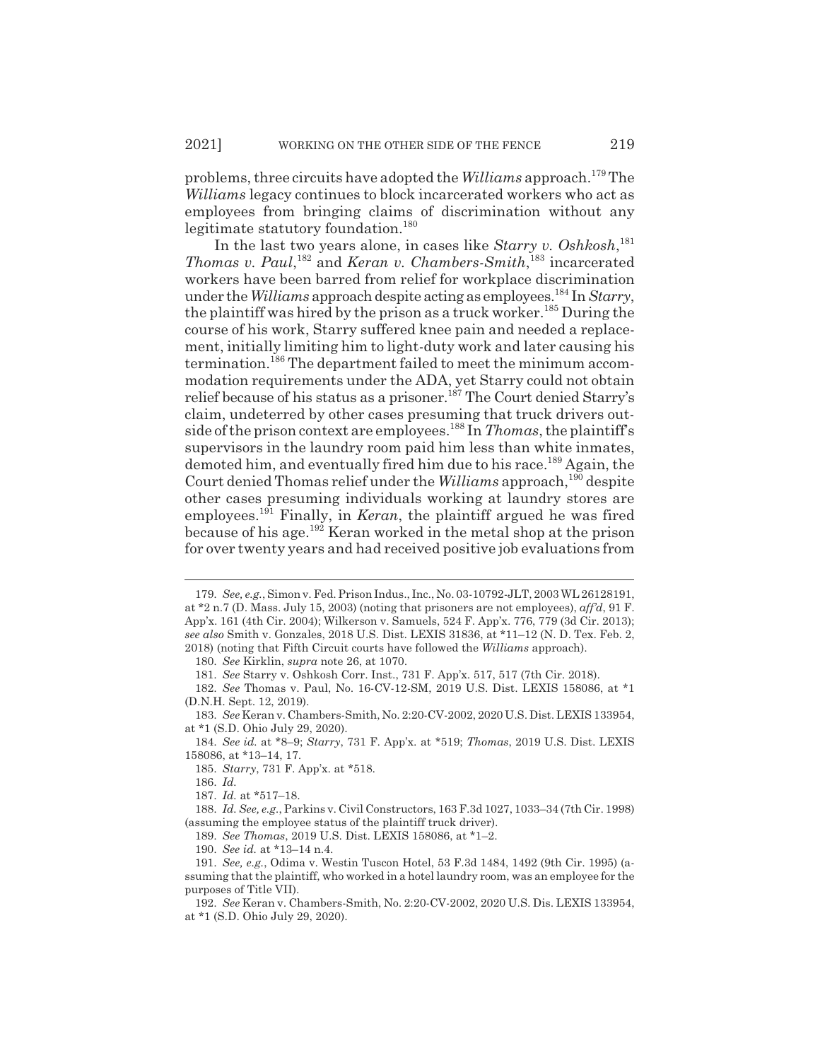problems, three circuits have adopted the *Williams* approach.[179] The *Williams* legacy continues to block incarcerated workers who act as employees from bringing claims of discrimination without any legitimate statutory foundation.[180]

In the last two years alone, in cases like *Starry v. Oshkosh*,[181] *Thomas v. Paul*,[182] and *Keran v. Chambers-Smith*,[183] incarcerated workers have been barred from relief for workplace discrimination under the *Williams* approach despite acting as employees.[184] In *Starry*, the plaintiff was hired by the prison as a truck worker.[185] During the course of his work, Starry suffered knee pain and needed a replacement, initially limiting him to light-duty work and later causing his termination.[186] The department failed to meet the minimum accommodation requirements under the ADA, yet Starry could not obtain relief because of his status as a prisoner.[187] The Court denied Starry's claim, undeterred by other cases presuming that truck drivers outside of the prison context are employees.[188] In *Thomas*, the plaintiff's supervisors in the laundry room paid him less than white inmates, demoted him, and eventually fired him due to his race.[189] Again, the Court denied Thomas relief under the *Williams* approach,[190] despite other cases presuming individuals working at laundry stores are employees.[191] Finally, in *Keran*, the plaintiff argued he was fired because of his age.[192] Keran worked in the metal shop at the prison for over twenty years and had received positive job evaluations from

---

179. *See, e.g.*, Simon v. Fed. Prison Indus., Inc., No. 03-10792-JLT, 2003 WL 26128191, at *2 n.7 (D. Mass. July 15, 2003) (noting that prisoners are not employees), *aff'd*, 91 F. App'x. 161 (4th Cir. 2004); Wilkerson v. Samuels, 524 F. App'x. 776, 779 (3d Cir. 2013); *see also* Smith v. Gonzales, 2018 U.S. Dist. LEXIS 31836, at *11–12 (N. D. Tex. Feb. 2, 2018) (noting that Fifth Circuit courts have followed the *Williams* approach).

180. *See* Kirklin, *supra* note 26, at 1070.

181. *See* Starry v. Oshkosh Corr. Inst., 731 F. App'x. 517, 517 (7th Cir. 2018).

182. *See* Thomas v. Paul, No. 16-CV-12-SM, 2019 U.S. Dist. LEXIS 158086, at *1 (D.N.H. Sept. 12, 2019).

183. *See* Keran v. Chambers-Smith, No. 2:20-CV-2002, 2020 U.S. Dist. LEXIS 133954, at *1 (S.D. Ohio July 29, 2020).

184. *See id.* at *8–9; *Starry*, 731 F. App'x. at *519; *Thomas*, 2019 U.S. Dist. LEXIS 158086, at *13–14, 17.

185. *Starry*, 731 F. App'x. at *518.

186. *Id.*

187. *Id.* at *517–18.

188. *Id. See, e.g.*, Parkins v. Civil Constructors, 163 F.3d 1027, 1033–34 (7th Cir. 1998) (assuming the employee status of the plaintiff truck driver).

189. *See Thomas*, 2019 U.S. Dist. LEXIS 158086, at *1–2.

190. *See id.* at *13–14 n.4.

191. *See, e.g.*, Odima v. Westin Tuscon Hotel, 53 F.3d 1484, 1492 (9th Cir. 1995) (assuming that the plaintiff, who worked in a hotel laundry room, was an employee for the purposes of Title VII).

192. *See* Keran v. Chambers-Smith, No. 2:20-CV-2002, 2020 U.S. Dis. LEXIS 133954, at *1 (S.D. Ohio July 29, 2020).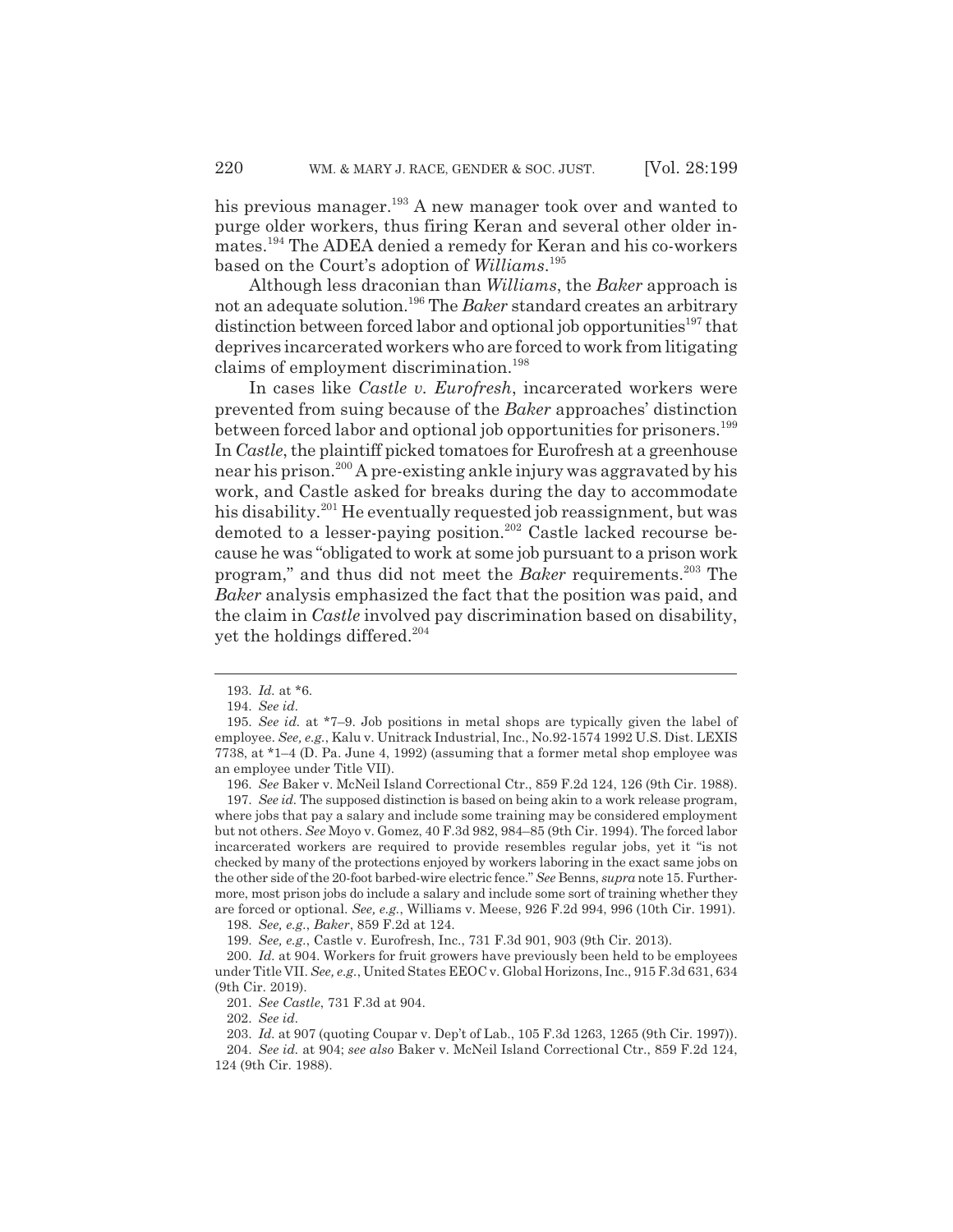his previous manager.[193] A new manager took over and wanted to purge older workers, thus firing Keran and several other older inmates.[194] The ADEA denied a remedy for Keran and his co-workers based on the Court's adoption of *Williams*.[195]

Although less draconian than *Williams*, the *Baker* approach is not an adequate solution.[196] The *Baker* standard creates an arbitrary distinction between forced labor and optional job opportunities[197] that deprives incarcerated workers who are forced to work from litigating claims of employment discrimination.[198]

In cases like *Castle v. Eurofresh*, incarcerated workers were prevented from suing because of the *Baker* approaches' distinction between forced labor and optional job opportunities for prisoners.[199] In *Castle*, the plaintiff picked tomatoes for Eurofresh at a greenhouse near his prison.[200] A pre-existing ankle injury was aggravated by his work, and Castle asked for breaks during the day to accommodate his disability.[201] He eventually requested job reassignment, but was demoted to a lesser-paying position.[202] Castle lacked recourse because he was "obligated to work at some job pursuant to a prison work program," and thus did not meet the *Baker* requirements.[203] The *Baker* analysis emphasized the fact that the position was paid, and the claim in *Castle* involved pay discrimination based on disability, yet the holdings differed.[204]

---

193. *Id.* at *6.

194. *See id.*

195. *See id.* at *7–9. Job positions in metal shops are typically given the label of employee. *See, e.g.*, Kalu v. Unitrack Industrial, Inc., No.92-1574 1992 U.S. Dist. LEXIS 7738, at *1–4 (D. Pa. June 4, 1992) (assuming that a former metal shop employee was an employee under Title VII).

196. *See* Baker v. McNeil Island Correctional Ctr., 859 F.2d 124, 126 (9th Cir. 1988).

197. *See id.* The supposed distinction is based on being akin to a work release program, where jobs that pay a salary and include some training may be considered employment but not others. *See* Moyo v. Gomez, 40 F.3d 982, 984–85 (9th Cir. 1994). The forced labor incarcerated workers are required to provide resembles regular jobs, yet it "is not checked by many of the protections enjoyed by workers laboring in the exact same jobs on the other side of the 20-foot barbed-wire electric fence." *See* Benns, *supra* note 15. Furthermore, most prison jobs do include a salary and include some sort of training whether they are forced or optional. *See, e.g.*, Williams v. Meese, 926 F.2d 994, 996 (10th Cir. 1991).

198. *See, e.g.*, *Baker*, 859 F.2d at 124.

199. *See, e.g.*, Castle v. Eurofresh, Inc., 731 F.3d 901, 903 (9th Cir. 2013).

200. *Id.* at 904. Workers for fruit growers have previously been held to be employees under Title VII. *See, e.g.*, United States EEOC v. Global Horizons, Inc., 915 F.3d 631, 634 (9th Cir. 2019).

201. *See Castle*, 731 F.3d at 904.

202. *See id.*

203. *Id.* at 907 (quoting Coupar v. Dep't of Lab., 105 F.3d 1263, 1265 (9th Cir. 1997)).

204. *See id.* at 904; *see also* Baker v. McNeil Island Correctional Ctr., 859 F.2d 124, 124 (9th Cir. 1988).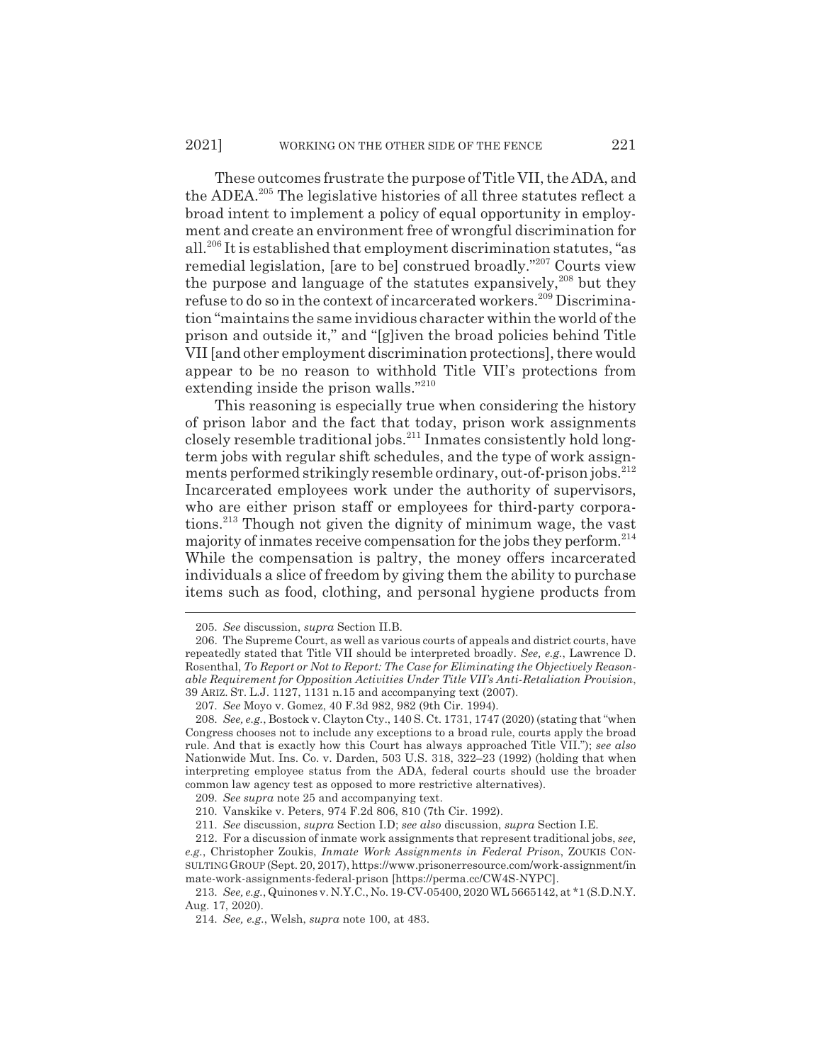These outcomes frustrate the purpose of Title VII, the ADA, and the ADEA.[205] The legislative histories of all three statutes reflect a broad intent to implement a policy of equal opportunity in employment and create an environment free of wrongful discrimination for all.[206] It is established that employment discrimination statutes, "as remedial legislation, [are to be] construed broadly."[207] Courts view the purpose and language of the statutes expansively,[208] but they refuse to do so in the context of incarcerated workers.[209] Discrimination "maintains the same invidious character within the world of the prison and outside it," and "[g]iven the broad policies behind Title VII [and other employment discrimination protections], there would appear to be no reason to withhold Title VII's protections from extending inside the prison walls."[210]

This reasoning is especially true when considering the history of prison labor and the fact that today, prison work assignments closely resemble traditional jobs.[211] Inmates consistently hold long-term jobs with regular shift schedules, and the type of work assignments performed strikingly resemble ordinary, out-of-prison jobs.[212] Incarcerated employees work under the authority of supervisors, who are either prison staff or employees for third-party corporations.[213] Though not given the dignity of minimum wage, the vast majority of inmates receive compensation for the jobs they perform.[214] While the compensation is paltry, the money offers incarcerated individuals a slice of freedom by giving them the ability to purchase items such as food, clothing, and personal hygiene products from

---

205. *See* discussion, *supra* Section II.B.

206. The Supreme Court, as well as various courts of appeals and district courts, have repeatedly stated that Title VII should be interpreted broadly. *See, e.g.*, Lawrence D. Rosenthal, *To Report or Not to Report: The Case for Eliminating the Objectively Reasonable Requirement for Opposition Activities Under Title VII's Anti-Retaliation Provision*, 39 ARIZ. ST. L.J. 1127, 1131 n.15 and accompanying text (2007).

207. *See* Moyo v. Gomez, 40 F.3d 982, 982 (9th Cir. 1994).

208. *See, e.g.*, Bostock v. Clayton Cty., 140 S. Ct. 1731, 1747 (2020) (stating that "when Congress chooses not to include any exceptions to a broad rule, courts apply the broad rule. And that is exactly how this Court has always approached Title VII."); *see also* Nationwide Mut. Ins. Co. v. Darden, 503 U.S. 318, 322–23 (1992) (holding that when interpreting employee status from the ADA, federal courts should use the broader common law agency test as opposed to more restrictive alternatives).

209. *See supra* note 25 and accompanying text.

210. Vanskike v. Peters, 974 F.2d 806, 810 (7th Cir. 1992).

211. *See* discussion, *supra* Section I.D; *see also* discussion, *supra* Section I.E.

212. For a discussion of inmate work assignments that represent traditional jobs, *see, e.g.*, Christopher Zoukis, *Inmate Work Assignments in Federal Prison*, ZOUKIS CONSULTING GROUP (Sept. 20, 2017), https://www.prisonerresource.com/work-assignment/inmate-work-assignments-federal-prison [https://perma.cc/CW4S-NYPC].

213. *See, e.g.*, Quinones v. N.Y.C., No. 19-CV-05400, 2020 WL 5665142, at *1 (S.D.N.Y. Aug. 17, 2020).

214. *See, e.g.*, Welsh, *supra* note 100, at 483.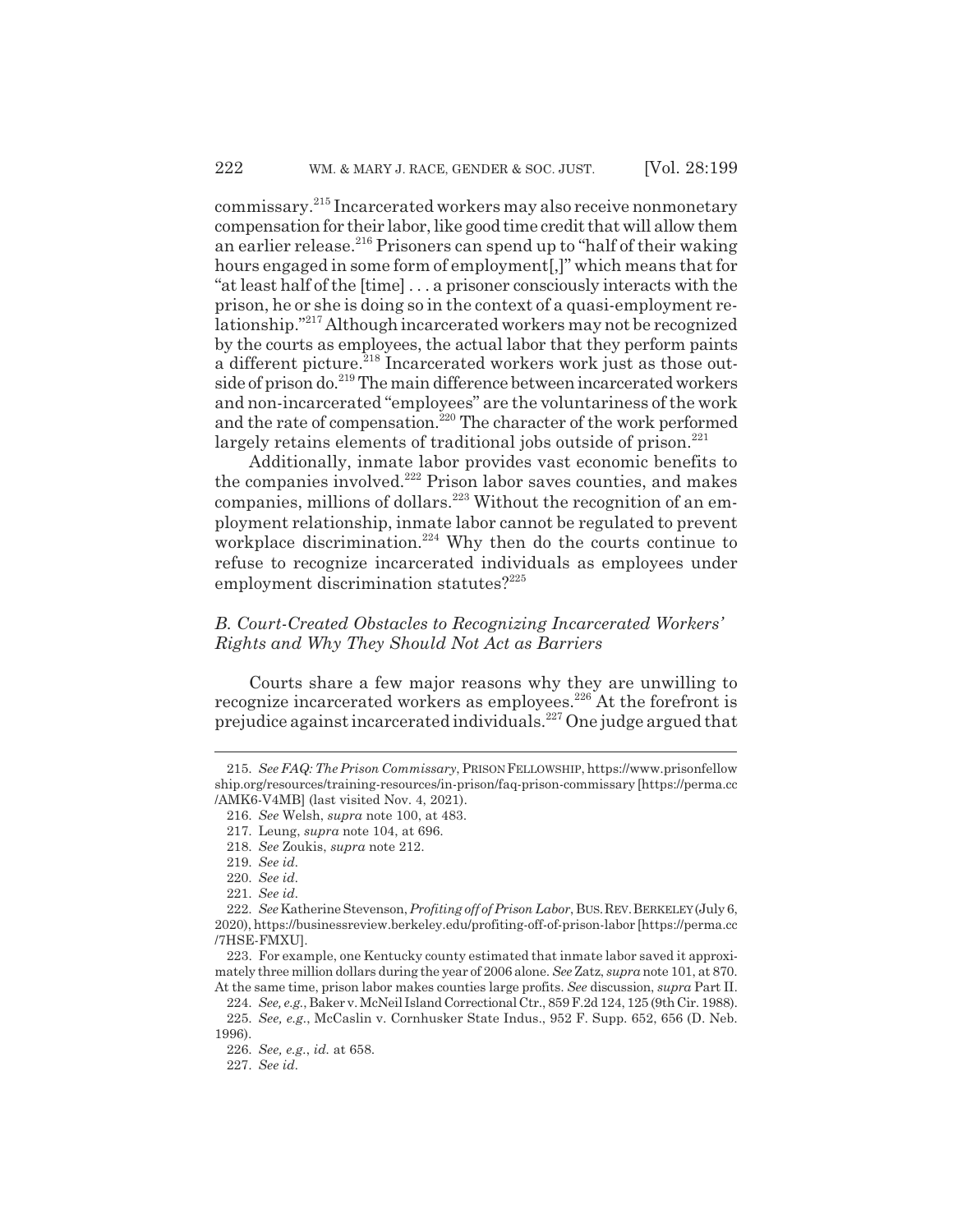commissary.[215] Incarcerated workers may also receive nonmonetary compensation for their labor, like good time credit that will allow them an earlier release.[216] Prisoners can spend up to "half of their waking hours engaged in some form of employment[,]" which means that for "at least half of the [time] . . . a prisoner consciously interacts with the prison, he or she is doing so in the context of a quasi-employment relationship."[217] Although incarcerated workers may not be recognized by the courts as employees, the actual labor that they perform paints a different picture.[218] Incarcerated workers work just as those outside of prison do.[219] The main difference between incarcerated workers and non-incarcerated "employees" are the voluntariness of the work and the rate of compensation.[220] The character of the work performed largely retains elements of traditional jobs outside of prison.[221]

Additionally, inmate labor provides vast economic benefits to the companies involved.[222] Prison labor saves counties, and makes companies, millions of dollars.[223] Without the recognition of an employment relationship, inmate labor cannot be regulated to prevent workplace discrimination.[224] Why then do the courts continue to refuse to recognize incarcerated individuals as employees under employment discrimination statutes?[225]

### *B. Court-Created Obstacles to Recognizing Incarcerated Workers' Rights and Why They Should Not Act as Barriers*

Courts share a few major reasons why they are unwilling to recognize incarcerated workers as employees.[226] At the forefront is prejudice against incarcerated individuals.[227] One judge argued that

---

215. *See FAQ: The Prison Commissary*, PRISON FELLOWSHIP, https://www.prisonfellowship.org/resources/training-resources/in-prison/faq-prison-commissary [https://perma.cc/AMK6-V4MB] (last visited Nov. 4, 2021).

216. *See* Welsh, *supra* note 100, at 483.

217. Leung, *supra* note 104, at 696.

218. *See* Zoukis, *supra* note 212.

219. *See id.*

220. *See id.*

221. *See id.*

222. *See* Katherine Stevenson, *Profiting off of Prison Labor*, BUS. REV. BERKELEY (July 6, 2020), https://businessreview.berkeley.edu/profiting-off-of-prison-labor [https://perma.cc/7HSE-FMXU].

223. For example, one Kentucky county estimated that inmate labor saved it approximately three million dollars during the year of 2006 alone. *See* Zatz, *supra* note 101, at 870. At the same time, prison labor makes counties large profits. *See* discussion, *supra* Part II.

224. *See, e.g.*, Baker v. McNeil Island Correctional Ctr., 859 F.2d 124, 125 (9th Cir. 1988).

225. *See, e.g.*, McCaslin v. Cornhusker State Indus., 952 F. Supp. 652, 656 (D. Neb. 1996).

226. *See, e.g.*, *id.* at 658.

227. *See id.*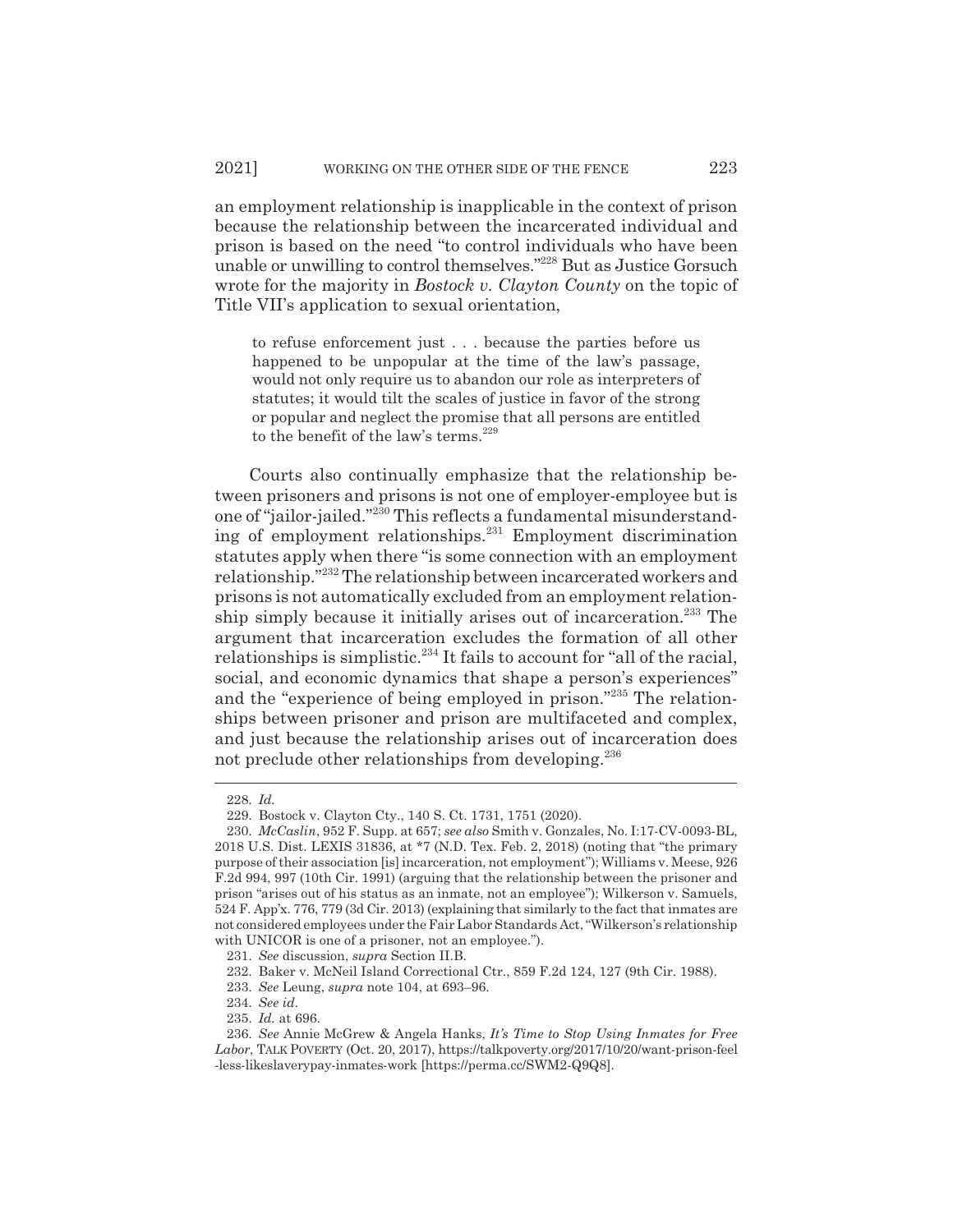an employment relationship is inapplicable in the context of prison because the relationship between the incarcerated individual and prison is based on the need "to control individuals who have been unable or unwilling to control themselves."[228] But as Justice Gorsuch wrote for the majority in *Bostock v. Clayton County* on the topic of Title VII's application to sexual orientation,

> to refuse enforcement just . . . because the parties before us happened to be unpopular at the time of the law's passage, would not only require us to abandon our role as interpreters of statutes; it would tilt the scales of justice in favor of the strong or popular and neglect the promise that all persons are entitled to the benefit of the law's terms.[229]

Courts also continually emphasize that the relationship between prisoners and prisons is not one of employer-employee but is one of "jailor-jailed."[230] This reflects a fundamental misunderstanding of employment relationships.[231] Employment discrimination statutes apply when there "is some connection with an employment relationship."[232] The relationship between incarcerated workers and prisons is not automatically excluded from an employment relationship simply because it initially arises out of incarceration.[233] The argument that incarceration excludes the formation of all other relationships is simplistic.[234] It fails to account for "all of the racial, social, and economic dynamics that shape a person's experiences" and the "experience of being employed in prison."[235] The relationships between prisoner and prison are multifaceted and complex, and just because the relationship arises out of incarceration does not preclude other relationships from developing.[236]

---

228. *Id.*

229. Bostock v. Clayton Cty., 140 S. Ct. 1731, 1751 (2020).

230. *McCaslin*, 952 F. Supp. at 657; *see also* Smith v. Gonzales, No. I:17-CV-0093-BL, 2018 U.S. Dist. LEXIS 31836, at *7 (N.D. Tex. Feb. 2, 2018) (noting that "the primary purpose of their association [is] incarceration, not employment"); Williams v. Meese, 926 F.2d 994, 997 (10th Cir. 1991) (arguing that the relationship between the prisoner and prison "arises out of his status as an inmate, not an employee"); Wilkerson v. Samuels, 524 F. App'x. 776, 779 (3d Cir. 2013) (explaining that similarly to the fact that inmates are not considered employees under the Fair Labor Standards Act, "Wilkerson's relationship with UNICOR is one of a prisoner, not an employee.").

231. *See* discussion, *supra* Section II.B.

232. Baker v. McNeil Island Correctional Ctr., 859 F.2d 124, 127 (9th Cir. 1988).

233. *See* Leung, *supra* note 104, at 693–96.

234. *See id.*

235. *Id.* at 696.

236. *See* Annie McGrew & Angela Hanks, *It's Time to Stop Using Inmates for Free Labor*, TALK POVERTY (Oct. 20, 2017), https://talkpoverty.org/2017/10/20/want-prison-feel-less-likeslaverypay-inmates-work [https://perma.cc/SWM2-Q9Q8].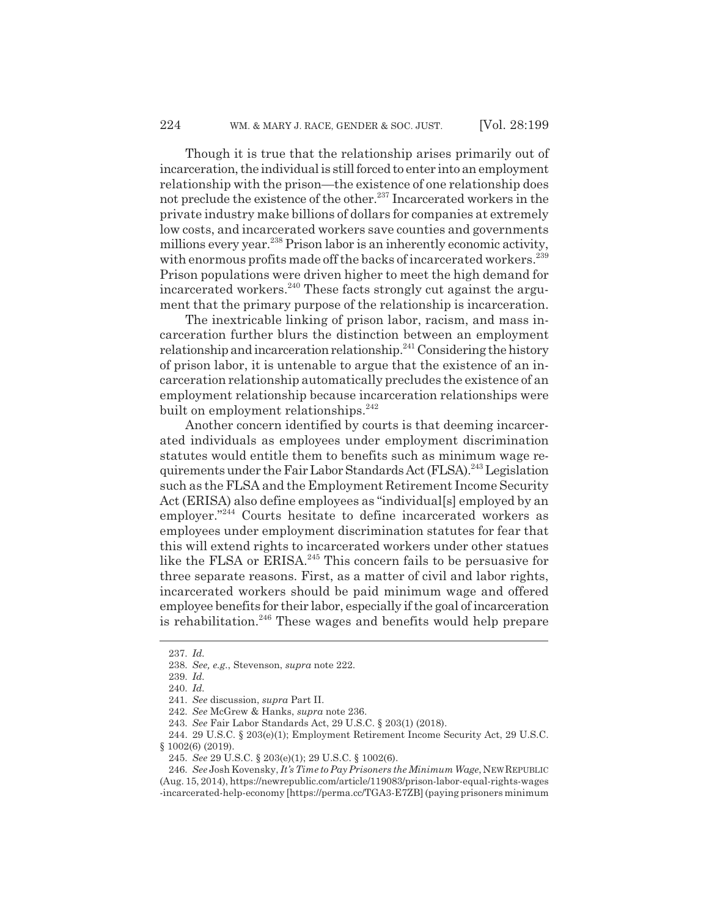Though it is true that the relationship arises primarily out of incarceration, the individual is still forced to enter into an employment relationship with the prison—the existence of one relationship does not preclude the existence of the other.[237] Incarcerated workers in the private industry make billions of dollars for companies at extremely low costs, and incarcerated workers save counties and governments millions every year.[238] Prison labor is an inherently economic activity, with enormous profits made off the backs of incarcerated workers.[239] Prison populations were driven higher to meet the high demand for incarcerated workers.[240] These facts strongly cut against the argument that the primary purpose of the relationship is incarceration.

The inextricable linking of prison labor, racism, and mass incarceration further blurs the distinction between an employment relationship and incarceration relationship.[241] Considering the history of prison labor, it is untenable to argue that the existence of an incarceration relationship automatically precludes the existence of an employment relationship because incarceration relationships were built on employment relationships.[242]

Another concern identified by courts is that deeming incarcerated individuals as employees under employment discrimination statutes would entitle them to benefits such as minimum wage requirements under the Fair Labor Standards Act (FLSA).[243] Legislation such as the FLSA and the Employment Retirement Income Security Act (ERISA) also define employees as "individual[s] employed by an employer."[244] Courts hesitate to define incarcerated workers as employees under employment discrimination statutes for fear that this will extend rights to incarcerated workers under other statues like the FLSA or ERISA.[245] This concern fails to be persuasive for three separate reasons. First, as a matter of civil and labor rights, incarcerated workers should be paid minimum wage and offered employee benefits for their labor, especially if the goal of incarceration is rehabilitation.[246] These wages and benefits would help prepare

---

237. *Id.*

238. *See, e.g.*, Stevenson, *supra* note 222.

239. *Id.*

240. *Id.*

241. *See* discussion, *supra* Part II.

242. *See* McGrew & Hanks, *supra* note 236.

243. *See* Fair Labor Standards Act, 29 U.S.C. § 203(1) (2018).

244. 29 U.S.C. § 203(e)(1); Employment Retirement Income Security Act, 29 U.S.C. § 1002(6) (2019).

245. *See* 29 U.S.C. § 203(e)(1); 29 U.S.C. § 1002(6).

246. *See* Josh Kovensky, *It's Time to Pay Prisoners the Minimum Wage*, NEW REPUBLIC (Aug. 15, 2014), https://newrepublic.com/article/119083/prison-labor-equal-rights-wages-incarcerated-help-economy [https://perma.cc/TGA3-E7ZB] (paying prisoners minimum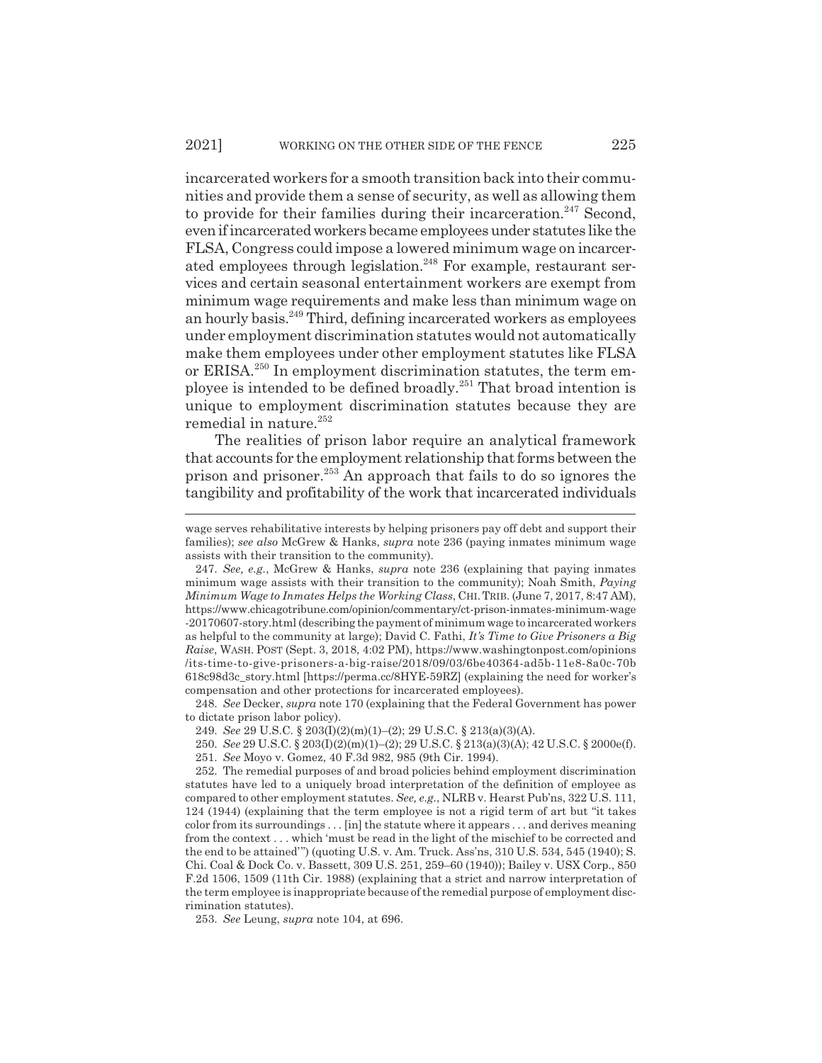incarcerated workers for a smooth transition back into their communities and provide them a sense of security, as well as allowing them to provide for their families during their incarceration.[247] Second, even if incarcerated workers became employees under statutes like the FLSA, Congress could impose a lowered minimum wage on incarcerated employees through legislation.[248] For example, restaurant services and certain seasonal entertainment workers are exempt from minimum wage requirements and make less than minimum wage on an hourly basis.[249] Third, defining incarcerated workers as employees under employment discrimination statutes would not automatically make them employees under other employment statutes like FLSA or ERISA.[250] In employment discrimination statutes, the term employee is intended to be defined broadly.[251] That broad intention is unique to employment discrimination statutes because they are remedial in nature.[252]

The realities of prison labor require an analytical framework that accounts for the employment relationship that forms between the prison and prisoner.[253] An approach that fails to do so ignores the tangibility and profitability of the work that incarcerated individuals

---

wage serves rehabilitative interests by helping prisoners pay off debt and support their families); *see also* McGrew & Hanks, *supra* note 236 (paying inmates minimum wage assists with their transition to the community).

247. *See, e.g.*, McGrew & Hanks, *supra* note 236 (explaining that paying inmates minimum wage assists with their transition to the community); Noah Smith, *Paying Minimum Wage to Inmates Helps the Working Class*, CHI. TRIB. (June 7, 2017, 8:47 AM), https://www.chicagotribune.com/opinion/commentary/ct-prison-inmates-minimum-wage-20170607-story.html (describing the payment of minimum wage to incarcerated workers as helpful to the community at large); David C. Fathi, *It's Time to Give Prisoners a Big Raise*, WASH. POST (Sept. 3, 2018, 4:02 PM), https://www.washingtonpost.com/opinions/its-time-to-give-prisoners-a-big-raise/2018/09/03/6be40364-ad5b-11e8-8a0c-70b618c98d3c_story.html [https://perma.cc/8HYE-59RZ] (explaining the need for worker's compensation and other protections for incarcerated employees).

248. *See* Decker, *supra* note 170 (explaining that the Federal Government has power to dictate prison labor policy).

249. *See* 29 U.S.C. § 203(I)(2)(m)(1)–(2); 29 U.S.C. § 213(a)(3)(A).

250. *See* 29 U.S.C. § 203(I)(2)(m)(1)–(2); 29 U.S.C. § 213(a)(3)(A); 42 U.S.C. § 2000e(f).

251. *See* Moyo v. Gomez, 40 F.3d 982, 985 (9th Cir. 1994).

252. The remedial purposes of and broad policies behind employment discrimination statutes have led to a uniquely broad interpretation of the definition of employee as compared to other employment statutes. *See, e.g.*, NLRB v. Hearst Pub'ns, 322 U.S. 111, 124 (1944) (explaining that the term employee is not a rigid term of art but "it takes color from its surroundings . . . [in] the statute where it appears . . . and derives meaning from the context . . . which 'must be read in the light of the mischief to be corrected and the end to be attained'") (quoting U.S. v. Am. Truck. Ass'ns, 310 U.S. 534, 545 (1940); S. Chi. Coal & Dock Co. v. Bassett, 309 U.S. 251, 259–60 (1940)); Bailey v. USX Corp., 850 F.2d 1506, 1509 (11th Cir. 1988) (explaining that a strict and narrow interpretation of the term employee is inappropriate because of the remedial purpose of employment discrimination statutes).

253. *See* Leung, *supra* note 104, at 696.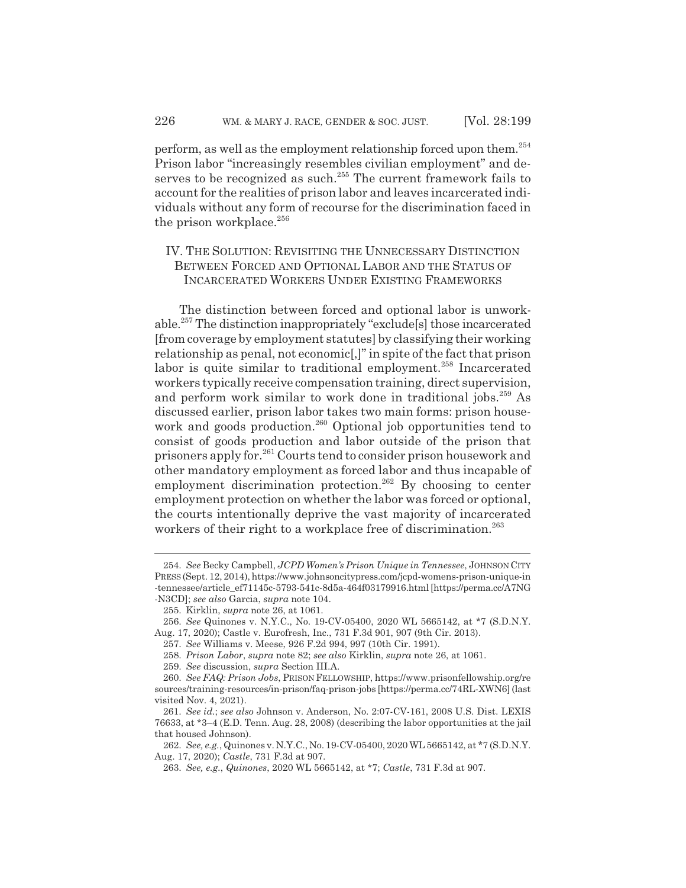perform, as well as the employment relationship forced upon them.[254] Prison labor "increasingly resembles civilian employment" and deserves to be recognized as such.[255] The current framework fails to account for the realities of prison labor and leaves incarcerated individuals without any form of recourse for the discrimination faced in the prison workplace.[256]

## IV. THE SOLUTION: REVISITING THE UNNECESSARY DISTINCTION BETWEEN FORCED AND OPTIONAL LABOR AND THE STATUS OF INCARCERATED WORKERS UNDER EXISTING FRAMEWORKS

The distinction between forced and optional labor is unworkable.[257] The distinction inappropriately "exclude[s] those incarcerated [from coverage by employment statutes] by classifying their working relationship as penal, not economic[,]" in spite of the fact that prison labor is quite similar to traditional employment.[258] Incarcerated workers typically receive compensation training, direct supervision, and perform work similar to work done in traditional jobs.[259] As discussed earlier, prison labor takes two main forms: prison housework and goods production.[260] Optional job opportunities tend to consist of goods production and labor outside of the prison that prisoners apply for.[261] Courts tend to consider prison housework and other mandatory employment as forced labor and thus incapable of employment discrimination protection.[262] By choosing to center employment protection on whether the labor was forced or optional, the courts intentionally deprive the vast majority of incarcerated workers of their right to a workplace free of discrimination.[263]

---

254. *See* Becky Campbell, *JCPD Women's Prison Unique in Tennessee*, JOHNSON CITY PRESS (Sept. 12, 2014), https://www.johnsoncitypress.com/jcpd-womens-prison-unique-in-tennessee/article_ef71145c-5793-541c-8d5a-464f03179916.html [https://perma.cc/A7NG-N3CD]; *see also* Garcia, *supra* note 104.

255. Kirklin, *supra* note 26, at 1061.

256. *See* Quinones v. N.Y.C., No. 19-CV-05400, 2020 WL 5665142, at *7 (S.D.N.Y. Aug. 17, 2020); Castle v. Eurofresh, Inc., 731 F.3d 901, 907 (9th Cir. 2013).

257. *See* Williams v. Meese, 926 F.2d 994, 997 (10th Cir. 1991).

258. *Prison Labor*, *supra* note 82; *see also* Kirklin, *supra* note 26, at 1061.

259. *See* discussion, *supra* Section III.A.

260. *See FAQ: Prison Jobs*, PRISON FELLOWSHIP, https://www.prisonfellowship.org/resources/training-resources/in-prison/faq-prison-jobs [https://perma.cc/74RL-XWN6] (last visited Nov. 4, 2021).

261. *See id.*; *see also* Johnson v. Anderson, No. 2:07-CV-161, 2008 U.S. Dist. LEXIS 76633, at *3–4 (E.D. Tenn. Aug. 28, 2008) (describing the labor opportunities at the jail that housed Johnson).

262. *See, e.g.*, Quinones v. N.Y.C., No. 19-CV-05400, 2020 WL 5665142, at *7 (S.D.N.Y. Aug. 17, 2020); *Castle*, 731 F.3d at 907.

263. *See, e.g.*, *Quinones*, 2020 WL 5665142, at *7; *Castle*, 731 F.3d at 907.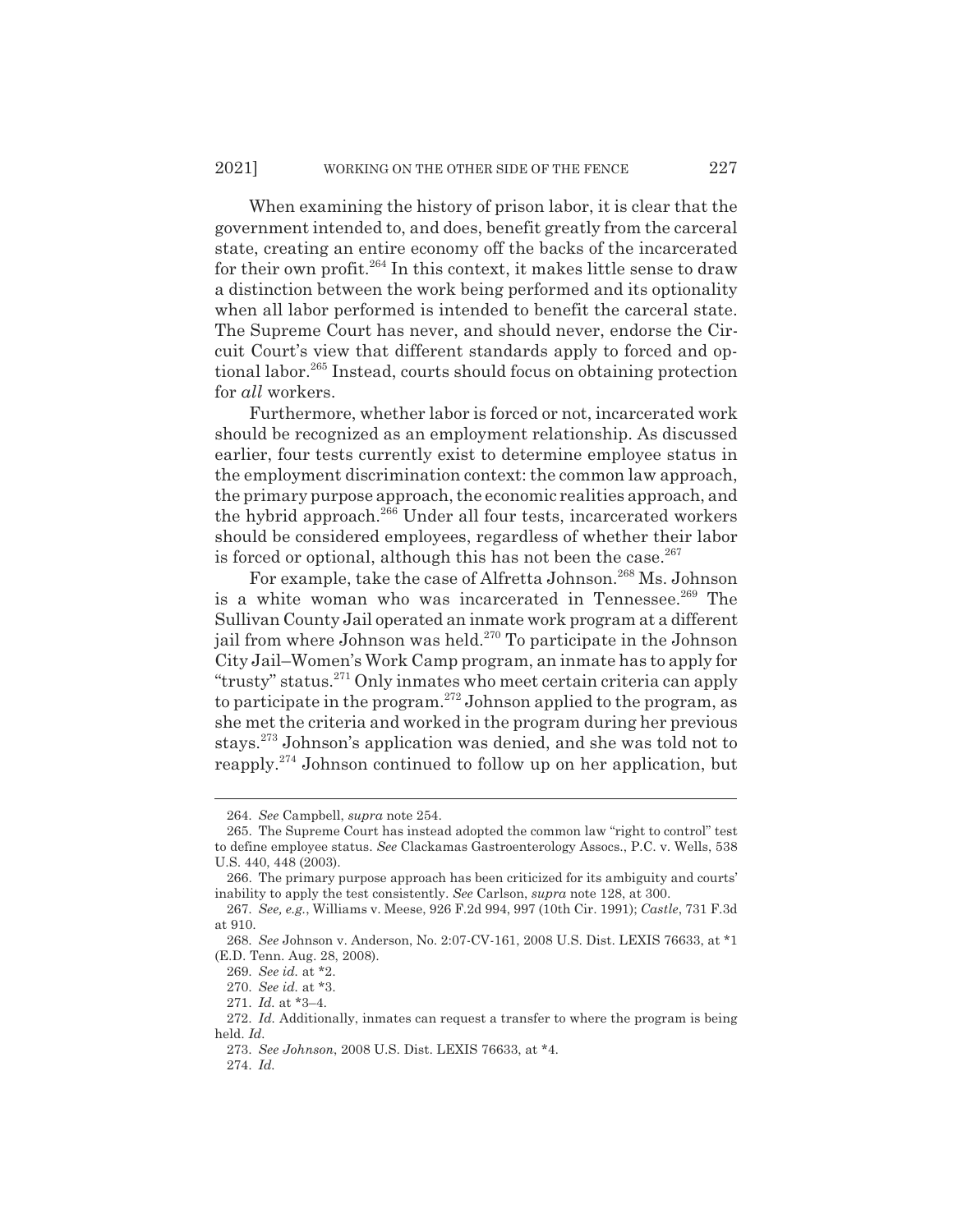When examining the history of prison labor, it is clear that the government intended to, and does, benefit greatly from the carceral state, creating an entire economy off the backs of the incarcerated for their own profit.[264] In this context, it makes little sense to draw a distinction between the work being performed and its optionality when all labor performed is intended to benefit the carceral state. The Supreme Court has never, and should never, endorse the Circuit Court's view that different standards apply to forced and optional labor.[265] Instead, courts should focus on obtaining protection for *all* workers.

Furthermore, whether labor is forced or not, incarcerated work should be recognized as an employment relationship. As discussed earlier, four tests currently exist to determine employee status in the employment discrimination context: the common law approach, the primary purpose approach, the economic realities approach, and the hybrid approach.[266] Under all four tests, incarcerated workers should be considered employees, regardless of whether their labor is forced or optional, although this has not been the case.[267]

For example, take the case of Alfretta Johnson.[268] Ms. Johnson is a white woman who was incarcerated in Tennessee.[269] The Sullivan County Jail operated an inmate work program at a different jail from where Johnson was held.[270] To participate in the Johnson City Jail–Women's Work Camp program, an inmate has to apply for "trusty" status.[271] Only inmates who meet certain criteria can apply to participate in the program.[272] Johnson applied to the program, as she met the criteria and worked in the program during her previous stays.[273] Johnson's application was denied, and she was told not to reapply.[274] Johnson continued to follow up on her application, but

---

264. *See* Campbell, *supra* note 254.

265. The Supreme Court has instead adopted the common law "right to control" test to define employee status. *See* Clackamas Gastroenterology Assocs., P.C. v. Wells, 538 U.S. 440, 448 (2003).

266. The primary purpose approach has been criticized for its ambiguity and courts' inability to apply the test consistently. *See* Carlson, *supra* note 128, at 300.

267. *See, e.g.*, Williams v. Meese, 926 F.2d 994, 997 (10th Cir. 1991); *Castle*, 731 F.3d at 910.

268. *See* Johnson v. Anderson, No. 2:07-CV-161, 2008 U.S. Dist. LEXIS 76633, at *1 (E.D. Tenn. Aug. 28, 2008).

269. *See id.* at *2.

270. *See id.* at *3.

271. *Id.* at *3–4.

272. *Id.* Additionally, inmates can request a transfer to where the program is being held. *Id.*

273. *See Johnson*, 2008 U.S. Dist. LEXIS 76633, at *4.

274. *Id.*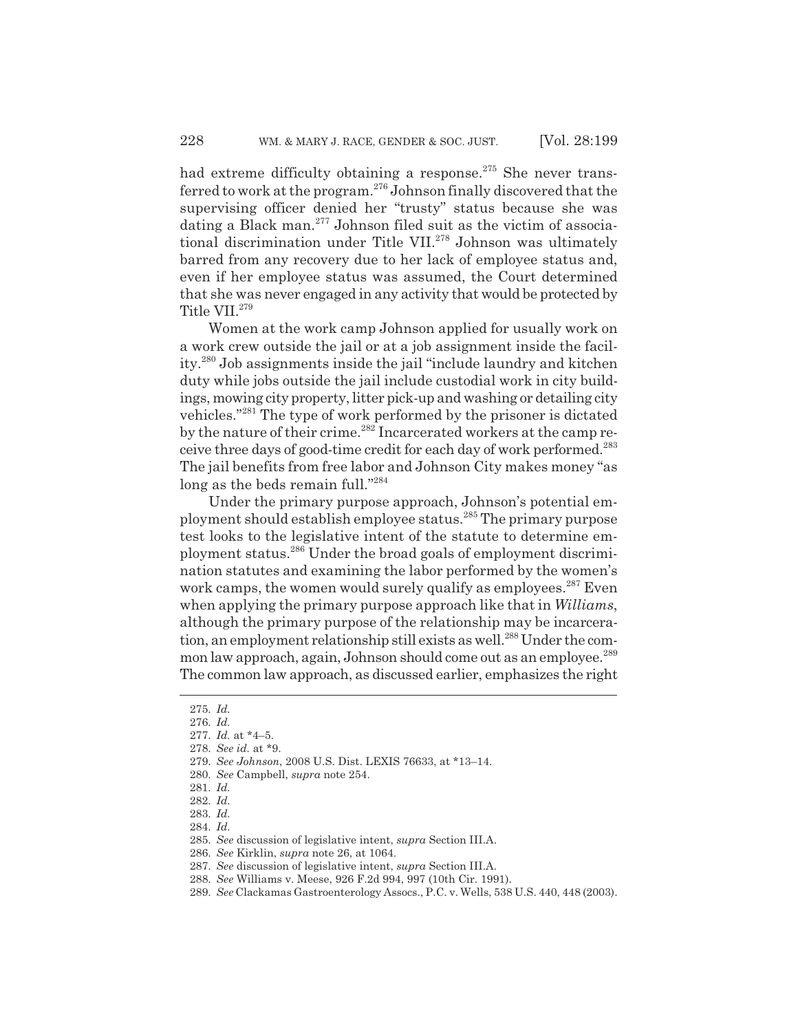had extreme difficulty obtaining a response.[275] She never transferred to work at the program.[276] Johnson finally discovered that the supervising officer denied her "trusty" status because she was dating a Black man.[277] Johnson filed suit as the victim of associational discrimination under Title VII.[278] Johnson was ultimately barred from any recovery due to her lack of employee status and, even if her employee status was assumed, the Court determined that she was never engaged in any activity that would be protected by Title VII.[279]

Women at the work camp Johnson applied for usually work on a work crew outside the jail or at a job assignment inside the facility.[280] Job assignments inside the jail "include laundry and kitchen duty while jobs outside the jail include custodial work in city buildings, mowing city property, litter pick-up and washing or detailing city vehicles."[281] The type of work performed by the prisoner is dictated by the nature of their crime.[282] Incarcerated workers at the camp receive three days of good-time credit for each day of work performed.[283] The jail benefits from free labor and Johnson City makes money "as long as the beds remain full."[284]

Under the primary purpose approach, Johnson's potential employment should establish employee status.[285] The primary purpose test looks to the legislative intent of the statute to determine employment status.[286] Under the broad goals of employment discrimination statutes and examining the labor performed by the women's work camps, the women would surely qualify as employees.[287] Even when applying the primary purpose approach like that in *Williams*, although the primary purpose of the relationship may be incarceration, an employment relationship still exists as well.[288] Under the common law approach, again, Johnson should come out as an employee.[289] The common law approach, as discussed earlier, emphasizes the right

---

275. *Id.*
276. *Id.*
277. *Id.* at *4–5.
278. *See id.* at *9.
279. *See Johnson*, 2008 U.S. Dist. LEXIS 76633, at *13–14.
280. *See* Campbell, *supra* note 254.
281. *Id.*
282. *Id.*
283. *Id.*
284. *Id.*
285. *See* discussion of legislative intent, *supra* Section III.A.
286. *See* Kirklin, *supra* note 26, at 1064.
287. *See* discussion of legislative intent, *supra* Section III.A.
288. *See* Williams v. Meese, 926 F.2d 994, 997 (10th Cir. 1991).
289. *See* Clackamas Gastroenterology Assocs., P.C. v. Wells, 538 U.S. 440, 448 (2003).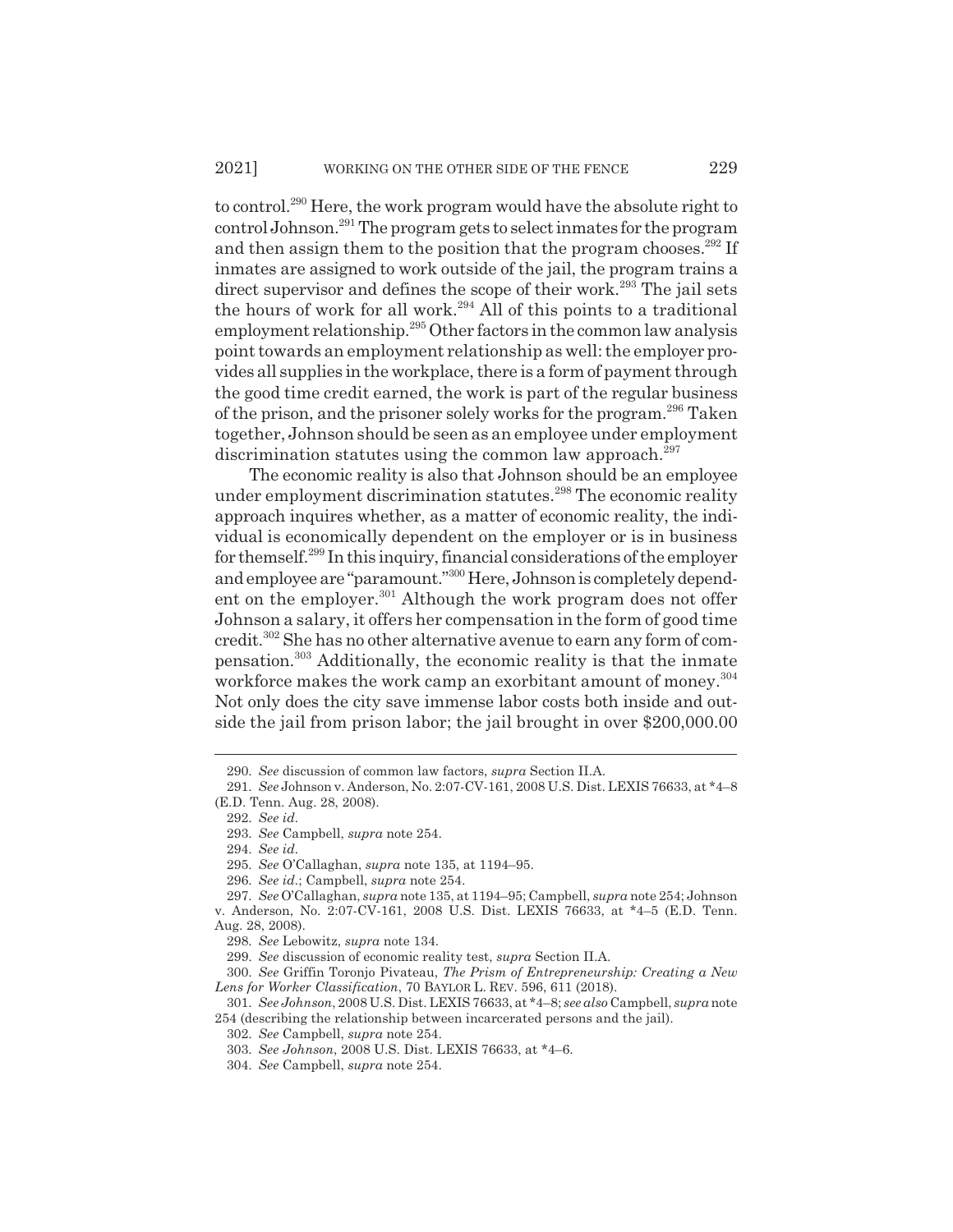to control.[290] Here, the work program would have the absolute right to control Johnson.[291] The program gets to select inmates for the program and then assign them to the position that the program chooses.[292] If inmates are assigned to work outside of the jail, the program trains a direct supervisor and defines the scope of their work.[293] The jail sets the hours of work for all work.[294] All of this points to a traditional employment relationship.[295] Other factors in the common law analysis point towards an employment relationship as well: the employer provides all supplies in the workplace, there is a form of payment through the good time credit earned, the work is part of the regular business of the prison, and the prisoner solely works for the program.[296] Taken together, Johnson should be seen as an employee under employment discrimination statutes using the common law approach.[297]

The economic reality is also that Johnson should be an employee under employment discrimination statutes.[298] The economic reality approach inquires whether, as a matter of economic reality, the individual is economically dependent on the employer or is in business for themself.[299] In this inquiry, financial considerations of the employer and employee are "paramount."[300] Here, Johnson is completely dependent on the employer.[301] Although the work program does not offer Johnson a salary, it offers her compensation in the form of good time credit.[302] She has no other alternative avenue to earn any form of compensation.[303] Additionally, the economic reality is that the inmate workforce makes the work camp an exorbitant amount of money.[304] Not only does the city save immense labor costs both inside and outside the jail from prison labor; the jail brought in over $200,000.00

---

290. *See* discussion of common law factors, *supra* Section II.A.

291. *See* Johnson v. Anderson, No. 2:07-CV-161, 2008 U.S. Dist. LEXIS 76633, at *4–8 (E.D. Tenn. Aug. 28, 2008).

292. *See id.*

293. *See* Campbell, *supra* note 254.

294. *See id.*

295. *See* O'Callaghan, *supra* note 135, at 1194–95.

296. *See id.*; Campbell, *supra* note 254.

297. *See* O'Callaghan, *supra* note 135, at 1194–95; Campbell, *supra* note 254; Johnson v. Anderson, No. 2:07-CV-161, 2008 U.S. Dist. LEXIS 76633, at *4–5 (E.D. Tenn. Aug. 28, 2008).

298. *See* Lebowitz, *supra* note 134.

299. *See* discussion of economic reality test, *supra* Section II.A.

300. *See* Griffin Toronjo Pivateau, *The Prism of Entrepreneurship: Creating a New Lens for Worker Classification*, 70 BAYLOR L. REV. 596, 611 (2018).

301. *See Johnson*, 2008 U.S. Dist. LEXIS 76633, at *4–8; *see also* Campbell, *supra* note 254 (describing the relationship between incarcerated persons and the jail).

302. *See* Campbell, *supra* note 254.

303. *See Johnson*, 2008 U.S. Dist. LEXIS 76633, at *4–6.

304. *See* Campbell, *supra* note 254.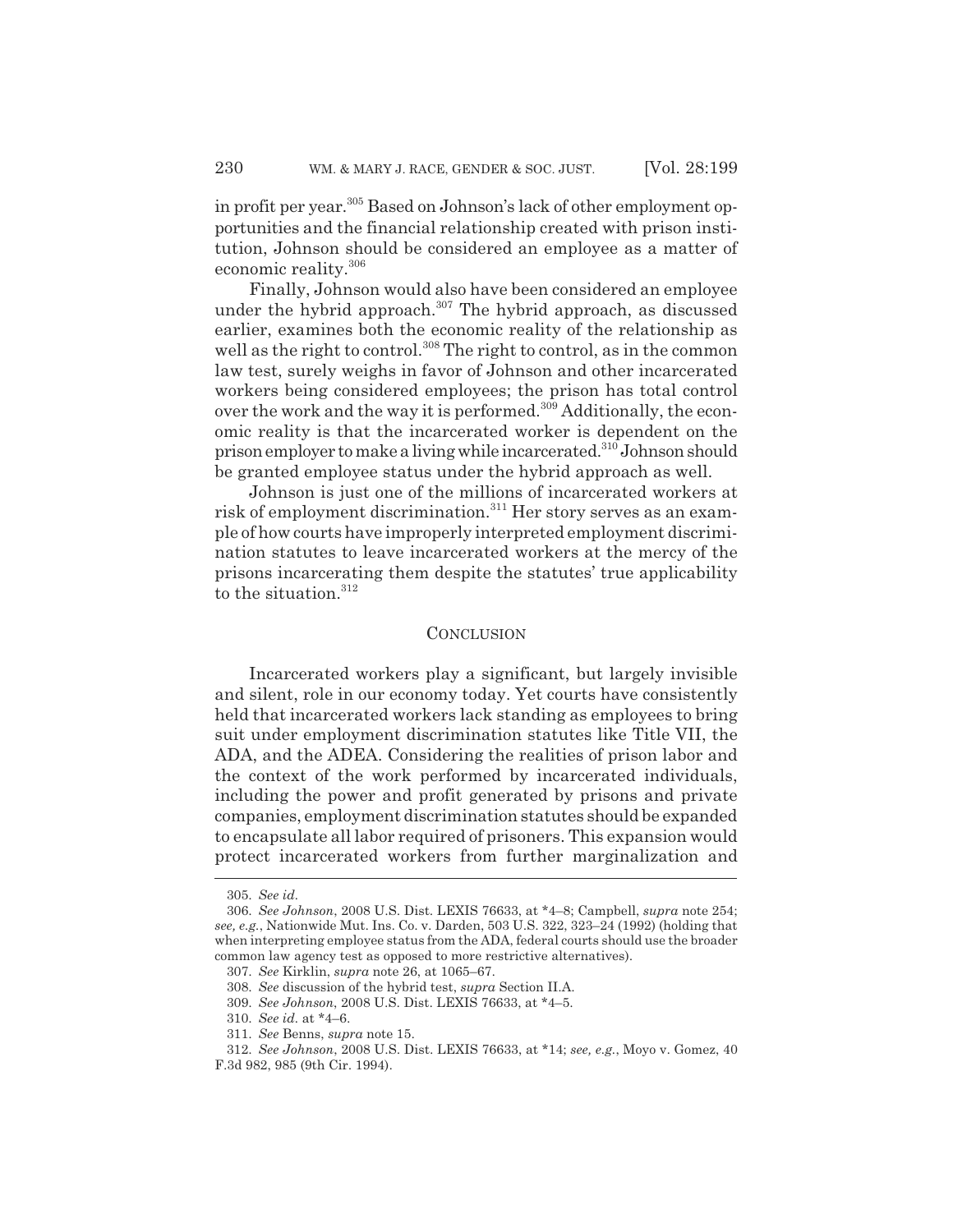in profit per year.[305] Based on Johnson's lack of other employment opportunities and the financial relationship created with prison institution, Johnson should be considered an employee as a matter of economic reality.[306]

Finally, Johnson would also have been considered an employee under the hybrid approach.[307] The hybrid approach, as discussed earlier, examines both the economic reality of the relationship as well as the right to control.[308] The right to control, as in the common law test, surely weighs in favor of Johnson and other incarcerated workers being considered employees; the prison has total control over the work and the way it is performed.[309] Additionally, the economic reality is that the incarcerated worker is dependent on the prison employer to make a living while incarcerated.[310] Johnson should be granted employee status under the hybrid approach as well.

Johnson is just one of the millions of incarcerated workers at risk of employment discrimination.[311] Her story serves as an example of how courts have improperly interpreted employment discrimination statutes to leave incarcerated workers at the mercy of the prisons incarcerating them despite the statutes' true applicability to the situation.[312]

## CONCLUSION

Incarcerated workers play a significant, but largely invisible and silent, role in our economy today. Yet courts have consistently held that incarcerated workers lack standing as employees to bring suit under employment discrimination statutes like Title VII, the ADA, and the ADEA. Considering the realities of prison labor and the context of the work performed by incarcerated individuals, including the power and profit generated by prisons and private companies, employment discrimination statutes should be expanded to encapsulate all labor required of prisoners. This expansion would protect incarcerated workers from further marginalization and

---

305. *See id.*

306. *See Johnson*, 2008 U.S. Dist. LEXIS 76633, at *4–8; Campbell, *supra* note 254; *see, e.g.*, Nationwide Mut. Ins. Co. v. Darden, 503 U.S. 322, 323–24 (1992) (holding that when interpreting employee status from the ADA, federal courts should use the broader common law agency test as opposed to more restrictive alternatives).

307. *See* Kirklin, *supra* note 26, at 1065–67.

308. *See* discussion of the hybrid test, *supra* Section II.A.

309. *See Johnson*, 2008 U.S. Dist. LEXIS 76633, at *4–5.

310. *See id.* at *4–6.

311. *See* Benns, *supra* note 15.

312. *See Johnson*, 2008 U.S. Dist. LEXIS 76633, at *14; *see, e.g.*, Moyo v. Gomez, 40 F.3d 982, 985 (9th Cir. 1994).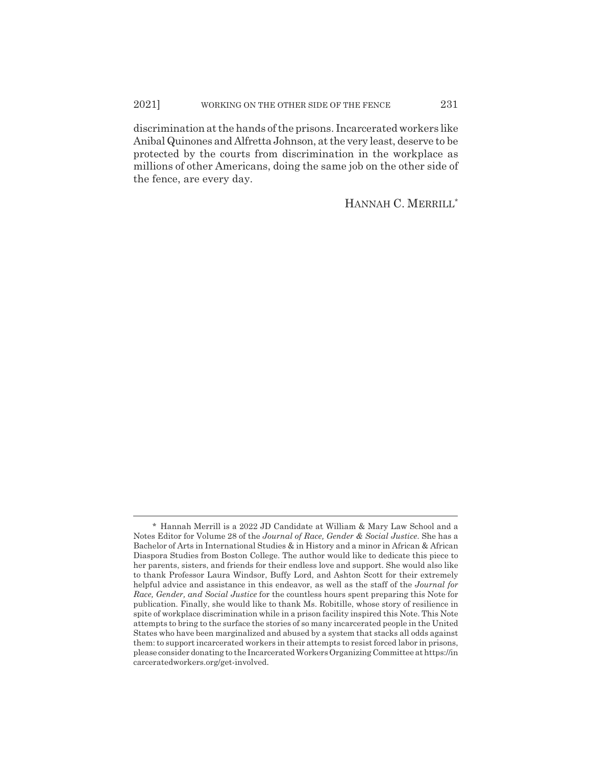discrimination at the hands of the prisons. Incarcerated workers like Anibal Quinones and Alfretta Johnson, at the very least, deserve to be protected by the courts from discrimination in the workplace as millions of other Americans, doing the same job on the other side of the fence, are every day.

HANNAH C. MERRILL*

---

\* Hannah Merrill is a 2022 JD Candidate at William & Mary Law School and a Notes Editor for Volume 28 of the *Journal of Race, Gender & Social Justice*. She has a Bachelor of Arts in International Studies & in History and a minor in African & African Diaspora Studies from Boston College. The author would like to dedicate this piece to her parents, sisters, and friends for their endless love and support. She would also like to thank Professor Laura Windsor, Buffy Lord, and Ashton Scott for their extremely helpful advice and assistance in this endeavor, as well as the staff of the *Journal for Race, Gender, and Social Justice* for the countless hours spent preparing this Note for publication. Finally, she would like to thank Ms. Robitille, whose story of resilience in spite of workplace discrimination while in a prison facility inspired this Note. This Note attempts to bring to the surface the stories of so many incarcerated people in the United States who have been marginalized and abused by a system that stacks all odds against them: to support incarcerated workers in their attempts to resist forced labor in prisons, please consider donating to the Incarcerated Workers Organizing Committee at https://incarceratedworkers.org/get-involved.